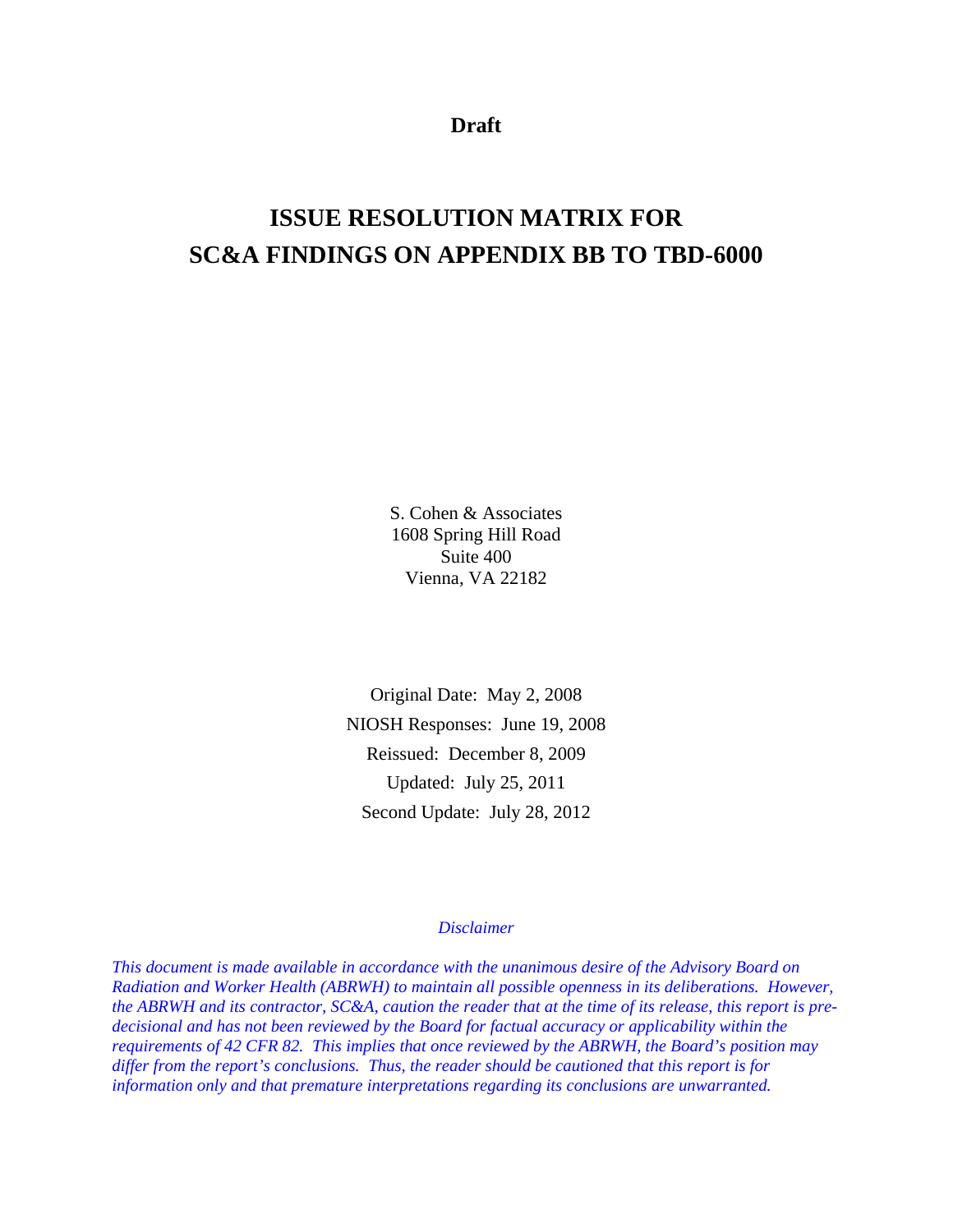**Draft**

# ISSUE RESOLUTION MATRIX FOR SC&A FINDINGS ON APPENDIX BB TO TBD-6000

S. Cohen & Associates
1608 Spring Hill Road
Suite 400
Vienna, VA 22182

Original Date: May 2, 2008
NIOSH Responses: June 19, 2008
Reissued: December 8, 2009
Updated: July 25, 2011
Second Update: July 28, 2012

*Disclaimer*

*This document is made available in accordance with the unanimous desire of the Advisory Board on Radiation and Worker Health (ABRWH) to maintain all possible openness in its deliberations. However, the ABRWH and its contractor, SC&A, caution the reader that at the time of its release, this report is pre-decisional and has not been reviewed by the Board for factual accuracy or applicability within the requirements of 42 CFR 82. This implies that once reviewed by the ABRWH, the Board's position may differ from the report's conclusions. Thus, the reader should be cautioned that this report is for information only and that premature interpretations regarding its conclusions are unwarranted.*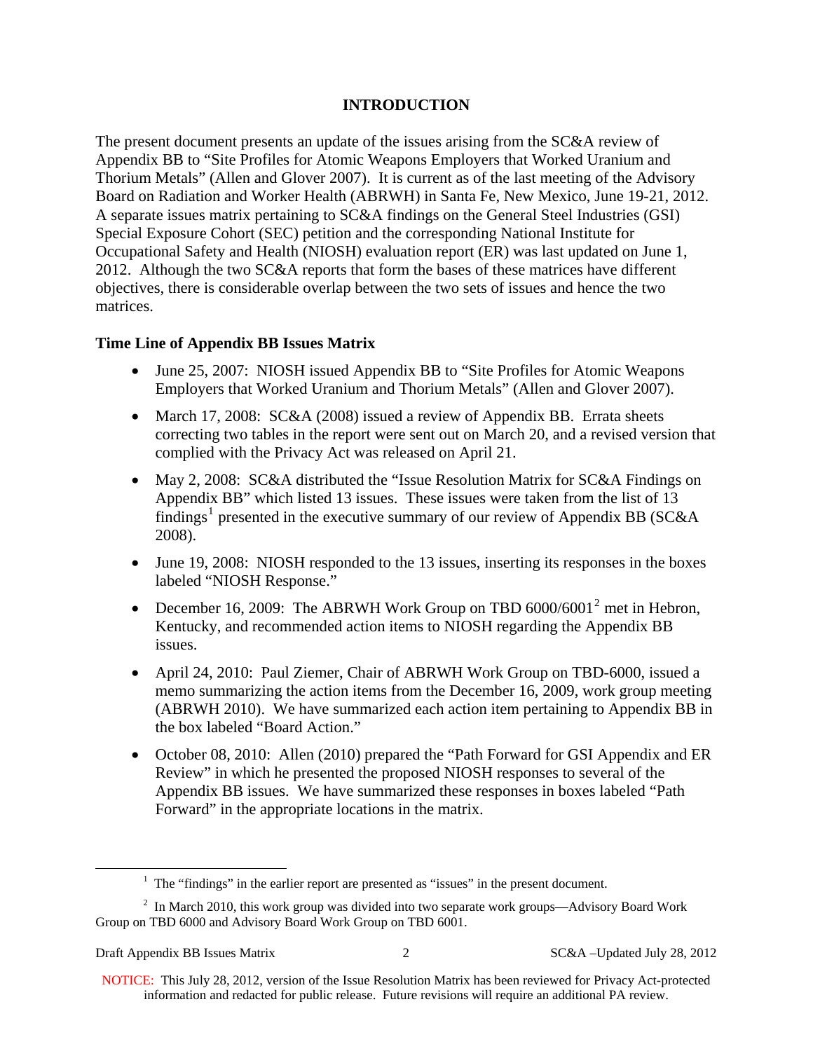## INTRODUCTION

The present document presents an update of the issues arising from the SC&A review of Appendix BB to "Site Profiles for Atomic Weapons Employers that Worked Uranium and Thorium Metals" (Allen and Glover 2007). It is current as of the last meeting of the Advisory Board on Radiation and Worker Health (ABRWH) in Santa Fe, New Mexico, June 19-21, 2012. A separate issues matrix pertaining to SC&A findings on the General Steel Industries (GSI) Special Exposure Cohort (SEC) petition and the corresponding National Institute for Occupational Safety and Health (NIOSH) evaluation report (ER) was last updated on June 1, 2012. Although the two SC&A reports that form the bases of these matrices have different objectives, there is considerable overlap between the two sets of issues and hence the two matrices.

### Time Line of Appendix BB Issues Matrix

- June 25, 2007: NIOSH issued Appendix BB to "Site Profiles for Atomic Weapons Employers that Worked Uranium and Thorium Metals" (Allen and Glover 2007).
- March 17, 2008: SC&A (2008) issued a review of Appendix BB. Errata sheets correcting two tables in the report were sent out on March 20, and a revised version that complied with the Privacy Act was released on April 21.
- May 2, 2008: SC&A distributed the "Issue Resolution Matrix for SC&A Findings on Appendix BB" which listed 13 issues. These issues were taken from the list of 13 findings[1] presented in the executive summary of our review of Appendix BB (SC&A 2008).
- June 19, 2008: NIOSH responded to the 13 issues, inserting its responses in the boxes labeled "NIOSH Response."
- December 16, 2009: The ABRWH Work Group on TBD 6000/6001[2] met in Hebron, Kentucky, and recommended action items to NIOSH regarding the Appendix BB issues.
- April 24, 2010: Paul Ziemer, Chair of ABRWH Work Group on TBD-6000, issued a memo summarizing the action items from the December 16, 2009, work group meeting (ABRWH 2010). We have summarized each action item pertaining to Appendix BB in the box labeled "Board Action."
- October 08, 2010: Allen (2010) prepared the "Path Forward for GSI Appendix and ER Review" in which he presented the proposed NIOSH responses to several of the Appendix BB issues. We have summarized these responses in boxes labeled "Path Forward" in the appropriate locations in the matrix.

[1] The "findings" in the earlier report are presented as "issues" in the present document.

[2] In March 2010, this work group was divided into two separate work groups—Advisory Board Work Group on TBD 6000 and Advisory Board Work Group on TBD 6001.

NOTICE: This July 28, 2012, version of the Issue Resolution Matrix has been reviewed for Privacy Act-protected information and redacted for public release. Future revisions will require an additional PA review.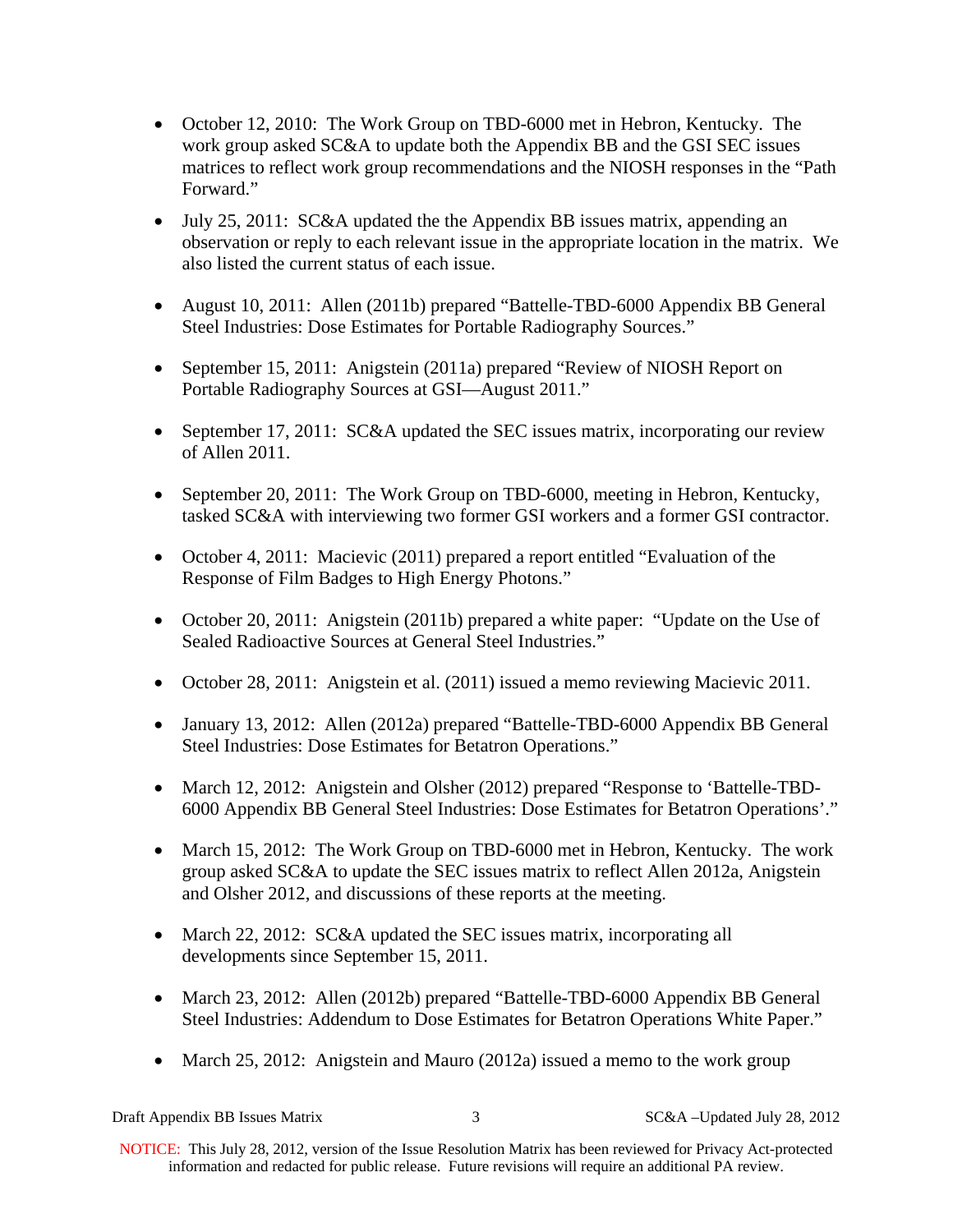- October 12, 2010: The Work Group on TBD-6000 met in Hebron, Kentucky. The work group asked SC&A to update both the Appendix BB and the GSI SEC issues matrices to reflect work group recommendations and the NIOSH responses in the "Path Forward."

- July 25, 2011: SC&A updated the the Appendix BB issues matrix, appending an observation or reply to each relevant issue in the appropriate location in the matrix. We also listed the current status of each issue.

- August 10, 2011: Allen (2011b) prepared "Battelle-TBD-6000 Appendix BB General Steel Industries: Dose Estimates for Portable Radiography Sources."

- September 15, 2011: Anigstein (2011a) prepared "Review of NIOSH Report on Portable Radiography Sources at GSI—August 2011."

- September 17, 2011: SC&A updated the SEC issues matrix, incorporating our review of Allen 2011.

- September 20, 2011: The Work Group on TBD-6000, meeting in Hebron, Kentucky, tasked SC&A with interviewing two former GSI workers and a former GSI contractor.

- October 4, 2011: Macievic (2011) prepared a report entitled "Evaluation of the Response of Film Badges to High Energy Photons."

- October 20, 2011: Anigstein (2011b) prepared a white paper: "Update on the Use of Sealed Radioactive Sources at General Steel Industries."

- October 28, 2011: Anigstein et al. (2011) issued a memo reviewing Macievic 2011.

- January 13, 2012: Allen (2012a) prepared "Battelle-TBD-6000 Appendix BB General Steel Industries: Dose Estimates for Betatron Operations."

- March 12, 2012: Anigstein and Olsher (2012) prepared "Response to 'Battelle-TBD-6000 Appendix BB General Steel Industries: Dose Estimates for Betatron Operations'."

- March 15, 2012: The Work Group on TBD-6000 met in Hebron, Kentucky. The work group asked SC&A to update the SEC issues matrix to reflect Allen 2012a, Anigstein and Olsher 2012, and discussions of these reports at the meeting.

- March 22, 2012: SC&A updated the SEC issues matrix, incorporating all developments since September 15, 2011.

- March 23, 2012: Allen (2012b) prepared "Battelle-TBD-6000 Appendix BB General Steel Industries: Addendum to Dose Estimates for Betatron Operations White Paper."

- March 25, 2012: Anigstein and Mauro (2012a) issued a memo to the work group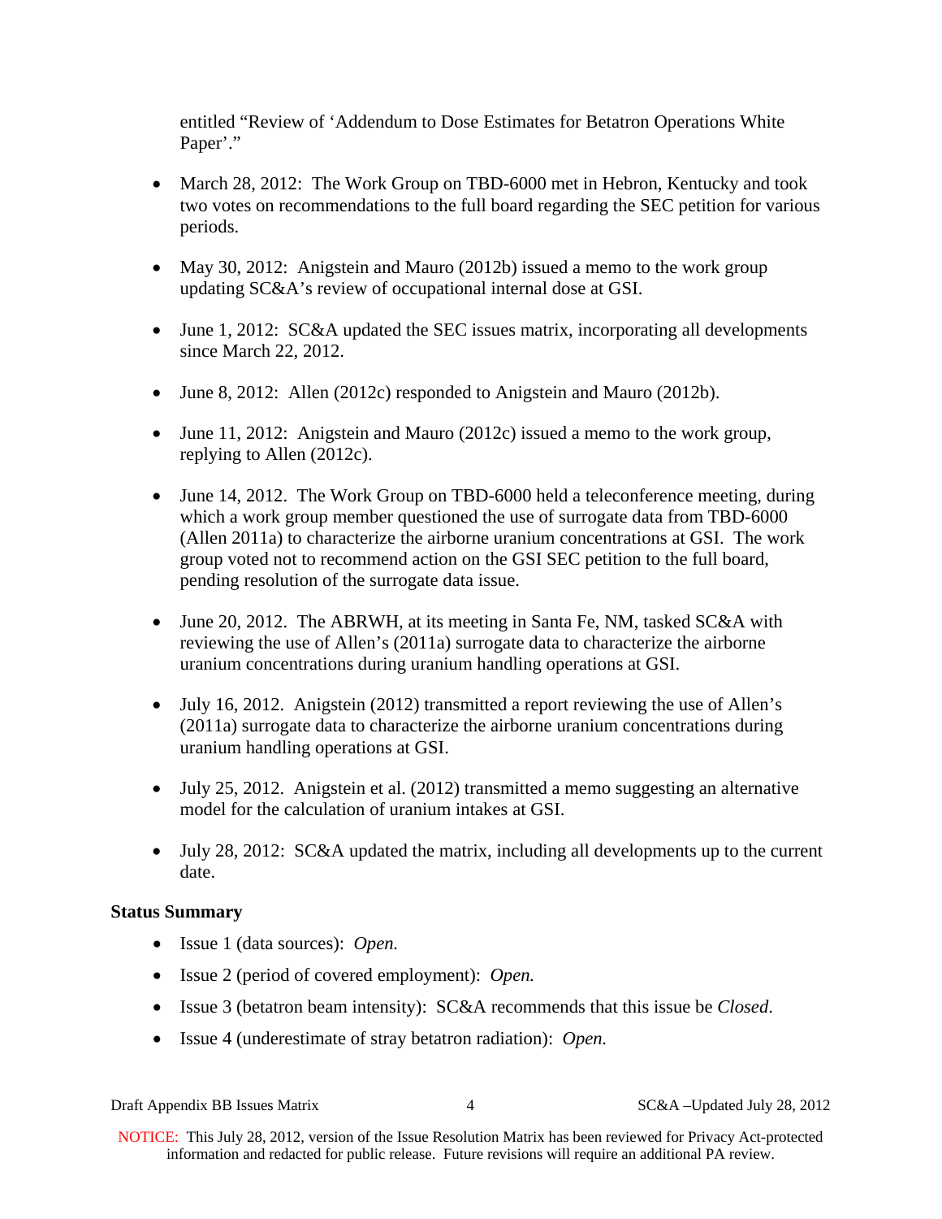entitled "Review of 'Addendum to Dose Estimates for Betatron Operations White Paper'."

- March 28, 2012: The Work Group on TBD-6000 met in Hebron, Kentucky and took two votes on recommendations to the full board regarding the SEC petition for various periods.

- May 30, 2012: Anigstein and Mauro (2012b) issued a memo to the work group updating SC&A's review of occupational internal dose at GSI.

- June 1, 2012: SC&A updated the SEC issues matrix, incorporating all developments since March 22, 2012.

- June 8, 2012: Allen (2012c) responded to Anigstein and Mauro (2012b).

- June 11, 2012: Anigstein and Mauro (2012c) issued a memo to the work group, replying to Allen (2012c).

- June 14, 2012. The Work Group on TBD-6000 held a teleconference meeting, during which a work group member questioned the use of surrogate data from TBD-6000 (Allen 2011a) to characterize the airborne uranium concentrations at GSI. The work group voted not to recommend action on the GSI SEC petition to the full board, pending resolution of the surrogate data issue.

- June 20, 2012. The ABRWH, at its meeting in Santa Fe, NM, tasked SC&A with reviewing the use of Allen's (2011a) surrogate data to characterize the airborne uranium concentrations during uranium handling operations at GSI.

- July 16, 2012. Anigstein (2012) transmitted a report reviewing the use of Allen's (2011a) surrogate data to characterize the airborne uranium concentrations during uranium handling operations at GSI.

- July 25, 2012. Anigstein et al. (2012) transmitted a memo suggesting an alternative model for the calculation of uranium intakes at GSI.

- July 28, 2012: SC&A updated the matrix, including all developments up to the current date.

**Status Summary**

- Issue 1 (data sources): *Open.*
- Issue 2 (period of covered employment): *Open.*
- Issue 3 (betatron beam intensity): SC&A recommends that this issue be *Closed*.
- Issue 4 (underestimate of stray betatron radiation): *Open.*

NOTICE: This July 28, 2012, version of the Issue Resolution Matrix has been reviewed for Privacy Act-protected information and redacted for public release. Future revisions will require an additional PA review.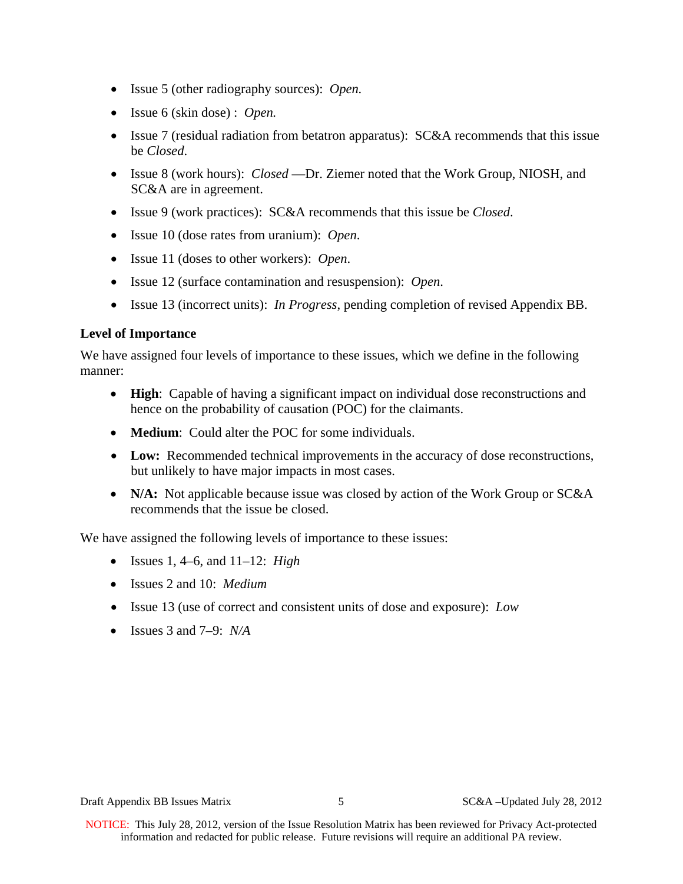- Issue 5 (other radiography sources): *Open.*
- Issue 6 (skin dose) : *Open.*
- Issue 7 (residual radiation from betatron apparatus): SC&A recommends that this issue be *Closed*.
- Issue 8 (work hours): *Closed* —Dr. Ziemer noted that the Work Group, NIOSH, and SC&A are in agreement.
- Issue 9 (work practices): SC&A recommends that this issue be *Closed*.
- Issue 10 (dose rates from uranium): *Open*.
- Issue 11 (doses to other workers): *Open*.
- Issue 12 (surface contamination and resuspension): *Open*.
- Issue 13 (incorrect units): *In Progress*, pending completion of revised Appendix BB.

**Level of Importance**

We have assigned four levels of importance to these issues, which we define in the following manner:

- **High**: Capable of having a significant impact on individual dose reconstructions and hence on the probability of causation (POC) for the claimants.
- **Medium**: Could alter the POC for some individuals.
- **Low:** Recommended technical improvements in the accuracy of dose reconstructions, but unlikely to have major impacts in most cases.
- **N/A:** Not applicable because issue was closed by action of the Work Group or SC&A recommends that the issue be closed.

We have assigned the following levels of importance to these issues:

- Issues 1, 4–6, and 11–12: *High*
- Issues 2 and 10: *Medium*
- Issue 13 (use of correct and consistent units of dose and exposure): *Low*
- Issues 3 and 7–9: *N/A*

NOTICE: This July 28, 2012, version of the Issue Resolution Matrix has been reviewed for Privacy Act-protected information and redacted for public release. Future revisions will require an additional PA review.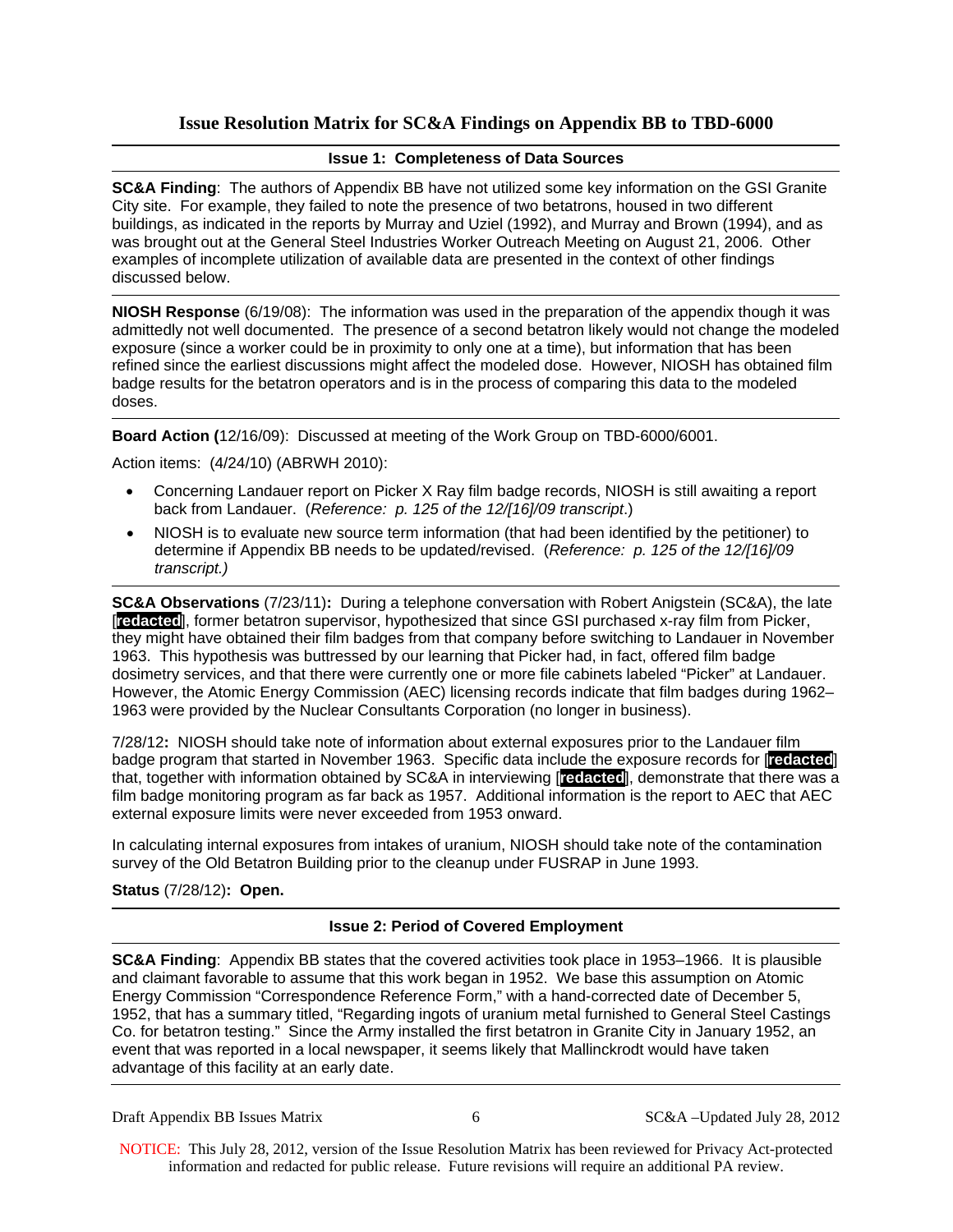## Issue Resolution Matrix for SC&A Findings on Appendix BB to TBD-6000

### Issue 1: Completeness of Data Sources

**SC&A Finding**: The authors of Appendix BB have not utilized some key information on the GSI Granite City site. For example, they failed to note the presence of two betatrons, housed in two different buildings, as indicated in the reports by Murray and Uziel (1992), and Murray and Brown (1994), and as was brought out at the General Steel Industries Worker Outreach Meeting on August 21, 2006. Other examples of incomplete utilization of available data are presented in the context of other findings discussed below.

**NIOSH Response** (6/19/08): The information was used in the preparation of the appendix though it was admittedly not well documented. The presence of a second betatron likely would not change the modeled exposure (since a worker could be in proximity to only one at a time), but information that has been refined since the earliest discussions might affect the modeled dose. However, NIOSH has obtained film badge results for the betatron operators and is in the process of comparing this data to the modeled doses.

**Board Action (**12/16/09): Discussed at meeting of the Work Group on TBD-6000/6001.

Action items: (4/24/10) (ABRWH 2010):

- Concerning Landauer report on Picker X Ray film badge records, NIOSH is still awaiting a report back from Landauer. (*Reference: p. 125 of the 12/[16]/09 transcript*.)
- NIOSH is to evaluate new source term information (that had been identified by the petitioner) to determine if Appendix BB needs to be updated/revised. (*Reference: p. 125 of the 12/[16]/09 transcript.)*

**SC&A Observations** (7/23/11)**:** During a telephone conversation with Robert Anigstein (SC&A), the late [**redacted**], former betatron supervisor, hypothesized that since GSI purchased x-ray film from Picker, they might have obtained their film badges from that company before switching to Landauer in November 1963. This hypothesis was buttressed by our learning that Picker had, in fact, offered film badge dosimetry services, and that there were currently one or more file cabinets labeled "Picker" at Landauer. However, the Atomic Energy Commission (AEC) licensing records indicate that film badges during 1962–1963 were provided by the Nuclear Consultants Corporation (no longer in business).

7/28/12**:** NIOSH should take note of information about external exposures prior to the Landauer film badge program that started in November 1963. Specific data include the exposure records for [**redacted**] that, together with information obtained by SC&A in interviewing [**redacted**], demonstrate that there was a film badge monitoring program as far back as 1957. Additional information is the report to AEC that AEC external exposure limits were never exceeded from 1953 onward.

In calculating internal exposures from intakes of uranium, NIOSH should take note of the contamination survey of the Old Betatron Building prior to the cleanup under FUSRAP in June 1993.

**Status** (7/28/12)**: Open.**

### Issue 2: Period of Covered Employment

**SC&A Finding**: Appendix BB states that the covered activities took place in 1953–1966. It is plausible and claimant favorable to assume that this work began in 1952. We base this assumption on Atomic Energy Commission "Correspondence Reference Form," with a hand-corrected date of December 5, 1952, that has a summary titled, "Regarding ingots of uranium metal furnished to General Steel Castings Co. for betatron testing." Since the Army installed the first betatron in Granite City in January 1952, an event that was reported in a local newspaper, it seems likely that Mallinckrodt would have taken advantage of this facility at an early date.

NOTICE: This July 28, 2012, version of the Issue Resolution Matrix has been reviewed for Privacy Act-protected information and redacted for public release. Future revisions will require an additional PA review.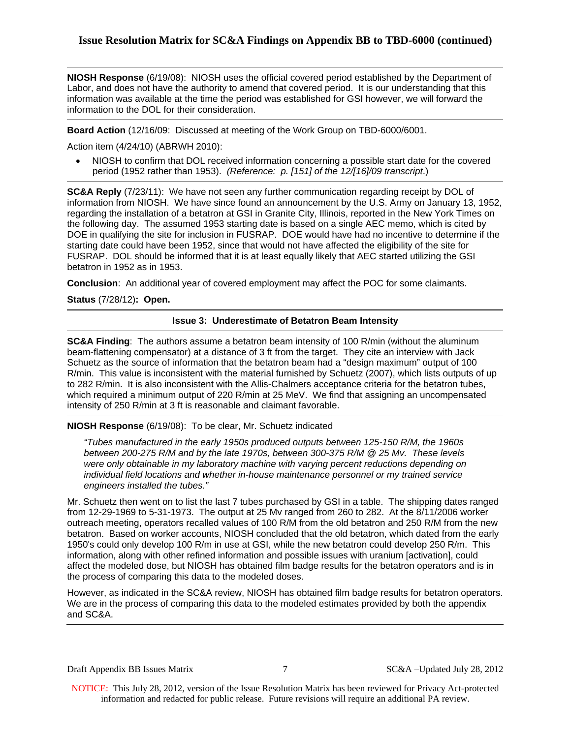**NIOSH Response** (6/19/08): NIOSH uses the official covered period established by the Department of Labor, and does not have the authority to amend that covered period. It is our understanding that this information was available at the time the period was established for GSI however, we will forward the information to the DOL for their consideration.

**Board Action** (12/16/09: Discussed at meeting of the Work Group on TBD-6000/6001.

Action item (4/24/10) (ABRWH 2010):

- NIOSH to confirm that DOL received information concerning a possible start date for the covered period (1952 rather than 1953). *(Reference: p. [151] of the 12/[16]/09 transcript*.)

**SC&A Reply** (7/23/11): We have not seen any further communication regarding receipt by DOL of information from NIOSH. We have since found an announcement by the U.S. Army on January 13, 1952, regarding the installation of a betatron at GSI in Granite City, Illinois, reported in the New York Times on the following day. The assumed 1953 starting date is based on a single AEC memo, which is cited by DOE in qualifying the site for inclusion in FUSRAP. DOE would have had no incentive to determine if the starting date could have been 1952, since that would not have affected the eligibility of the site for FUSRAP. DOL should be informed that it is at least equally likely that AEC started utilizing the GSI betatron in 1952 as in 1953.

**Conclusion**: An additional year of covered employment may affect the POC for some claimants.

**Status** (7/28/12)**: Open.**

**Issue 3: Underestimate of Betatron Beam Intensity**

**SC&A Finding**: The authors assume a betatron beam intensity of 100 R/min (without the aluminum beam-flattening compensator) at a distance of 3 ft from the target. They cite an interview with Jack Schuetz as the source of information that the betatron beam had a "design maximum" output of 100 R/min. This value is inconsistent with the material furnished by Schuetz (2007), which lists outputs of up to 282 R/min. It is also inconsistent with the Allis-Chalmers acceptance criteria for the betatron tubes, which required a minimum output of 220 R/min at 25 MeV. We find that assigning an uncompensated intensity of 250 R/min at 3 ft is reasonable and claimant favorable.

**NIOSH Response** (6/19/08): To be clear, Mr. Schuetz indicated

> *"Tubes manufactured in the early 1950s produced outputs between 125-150 R/M, the 1960s between 200-275 R/M and by the late 1970s, between 300-375 R/M @ 25 Mv. These levels were only obtainable in my laboratory machine with varying percent reductions depending on individual field locations and whether in-house maintenance personnel or my trained service engineers installed the tubes."*

Mr. Schuetz then went on to list the last 7 tubes purchased by GSI in a table. The shipping dates ranged from 12-29-1969 to 5-31-1973. The output at 25 Mv ranged from 260 to 282. At the 8/11/2006 worker outreach meeting, operators recalled values of 100 R/M from the old betatron and 250 R/M from the new betatron. Based on worker accounts, NIOSH concluded that the old betatron, which dated from the early 1950's could only develop 100 R/m in use at GSI, while the new betatron could develop 250 R/m. This information, along with other refined information and possible issues with uranium [activation], could affect the modeled dose, but NIOSH has obtained film badge results for the betatron operators and is in the process of comparing this data to the modeled doses.

However, as indicated in the SC&A review, NIOSH has obtained film badge results for betatron operators. We are in the process of comparing this data to the modeled estimates provided by both the appendix and SC&A.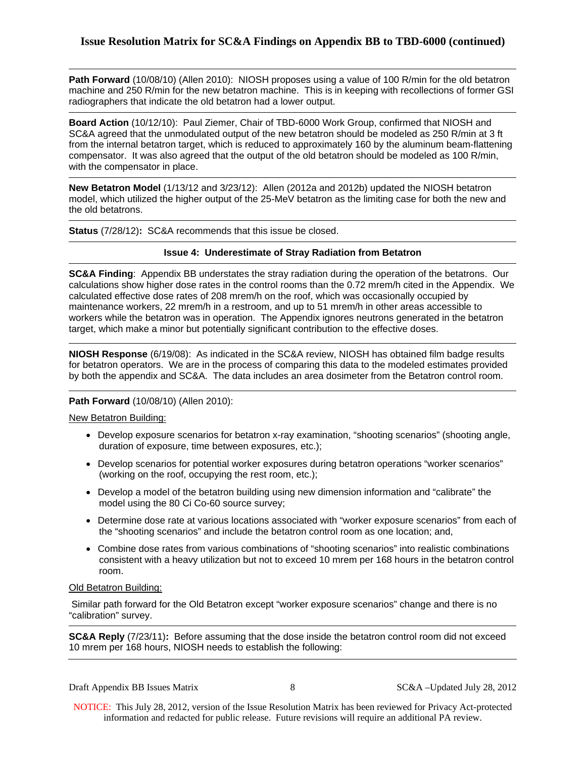**Path Forward** (10/08/10) (Allen 2010): NIOSH proposes using a value of 100 R/min for the old betatron machine and 250 R/min for the new betatron machine. This is in keeping with recollections of former GSI radiographers that indicate the old betatron had a lower output.

---

**Board Action** (10/12/10): Paul Ziemer, Chair of TBD-6000 Work Group, confirmed that NIOSH and SC&A agreed that the unmodulated output of the new betatron should be modeled as 250 R/min at 3 ft from the internal betatron target, which is reduced to approximately 160 by the aluminum beam-flattening compensator. It was also agreed that the output of the old betatron should be modeled as 100 R/min, with the compensator in place.

---

**New Betatron Model** (1/13/12 and 3/23/12): Allen (2012a and 2012b) updated the NIOSH betatron model, which utilized the higher output of the 25-MeV betatron as the limiting case for both the new and the old betatrons.

---

**Status** (7/28/12)**:** SC&A recommends that this issue be closed.

---

**Issue 4: Underestimate of Stray Radiation from Betatron**

---

**SC&A Finding**: Appendix BB understates the stray radiation during the operation of the betatrons. Our calculations show higher dose rates in the control rooms than the 0.72 mrem/h cited in the Appendix. We calculated effective dose rates of 208 mrem/h on the roof, which was occasionally occupied by maintenance workers, 22 mrem/h in a restroom, and up to 51 mrem/h in other areas accessible to workers while the betatron was in operation. The Appendix ignores neutrons generated in the betatron target, which make a minor but potentially significant contribution to the effective doses.

---

**NIOSH Response** (6/19/08): As indicated in the SC&A review, NIOSH has obtained film badge results for betatron operators. We are in the process of comparing this data to the modeled estimates provided by both the appendix and SC&A. The data includes an area dosimeter from the Betatron control room.

---

**Path Forward** (10/08/10) (Allen 2010):

<u>New Betatron Building:</u>

- Develop exposure scenarios for betatron x-ray examination, "shooting scenarios" (shooting angle, duration of exposure, time between exposures, etc.);
- Develop scenarios for potential worker exposures during betatron operations "worker scenarios" (working on the roof, occupying the rest room, etc.);
- Develop a model of the betatron building using new dimension information and "calibrate" the model using the 80 Ci Co-60 source survey;
- Determine dose rate at various locations associated with "worker exposure scenarios" from each of the "shooting scenarios" and include the betatron control room as one location; and,
- Combine dose rates from various combinations of "shooting scenarios" into realistic combinations consistent with a heavy utilization but not to exceed 10 mrem per 168 hours in the betatron control room.

<u>Old Betatron Building:</u>

Similar path forward for the Old Betatron except "worker exposure scenarios" change and there is no "calibration" survey.

---

**SC&A Reply** (7/23/11)**:** Before assuming that the dose inside the betatron control room did not exceed 10 mrem per 168 hours, NIOSH needs to establish the following: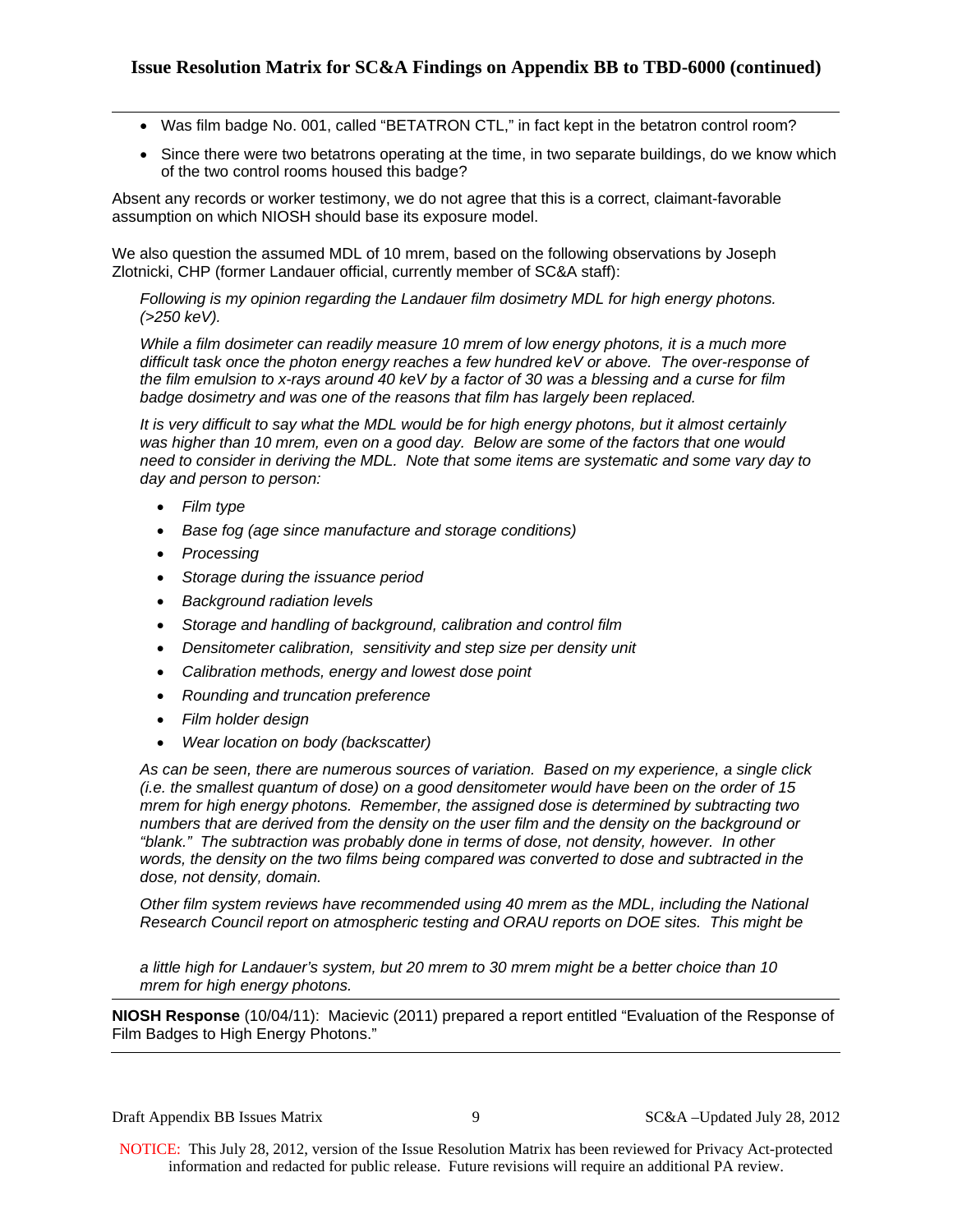## Issue Resolution Matrix for SC&A Findings on Appendix BB to TBD-6000 (continued)

- Was film badge No. 001, called "BETATRON CTL," in fact kept in the betatron control room?
- Since there were two betatrons operating at the time, in two separate buildings, do we know which of the two control rooms housed this badge?

Absent any records or worker testimony, we do not agree that this is a correct, claimant-favorable assumption on which NIOSH should base its exposure model.

We also question the assumed MDL of 10 mrem, based on the following observations by Joseph Zlotnicki, CHP (former Landauer official, currently member of SC&A staff):

> *Following is my opinion regarding the Landauer film dosimetry MDL for high energy photons. (>250 keV).*
>
> *While a film dosimeter can readily measure 10 mrem of low energy photons, it is a much more difficult task once the photon energy reaches a few hundred keV or above. The over-response of the film emulsion to x-rays around 40 keV by a factor of 30 was a blessing and a curse for film badge dosimetry and was one of the reasons that film has largely been replaced.*
>
> *It is very difficult to say what the MDL would be for high energy photons, but it almost certainly was higher than 10 mrem, even on a good day. Below are some of the factors that one would need to consider in deriving the MDL. Note that some items are systematic and some vary day to day and person to person:*
>
> - *Film type*
> - *Base fog (age since manufacture and storage conditions)*
> - *Processing*
> - *Storage during the issuance period*
> - *Background radiation levels*
> - *Storage and handling of background, calibration and control film*
> - *Densitometer calibration, sensitivity and step size per density unit*
> - *Calibration methods, energy and lowest dose point*
> - *Rounding and truncation preference*
> - *Film holder design*
> - *Wear location on body (backscatter)*
>
> *As can be seen, there are numerous sources of variation. Based on my experience, a single click (i.e. the smallest quantum of dose) on a good densitometer would have been on the order of 15 mrem for high energy photons. Remember, the assigned dose is determined by subtracting two numbers that are derived from the density on the user film and the density on the background or "blank." The subtraction was probably done in terms of dose, not density, however. In other words, the density on the two films being compared was converted to dose and subtracted in the dose, not density, domain.*
>
> *Other film system reviews have recommended using 40 mrem as the MDL, including the National Research Council report on atmospheric testing and ORAU reports on DOE sites. This might be a little high for Landauer's system, but 20 mrem to 30 mrem might be a better choice than 10 mrem for high energy photons.*

**NIOSH Response** (10/04/11): Macievic (2011) prepared a report entitled "Evaluation of the Response of Film Badges to High Energy Photons."

NOTICE: This July 28, 2012, version of the Issue Resolution Matrix has been reviewed for Privacy Act-protected information and redacted for public release. Future revisions will require an additional PA review.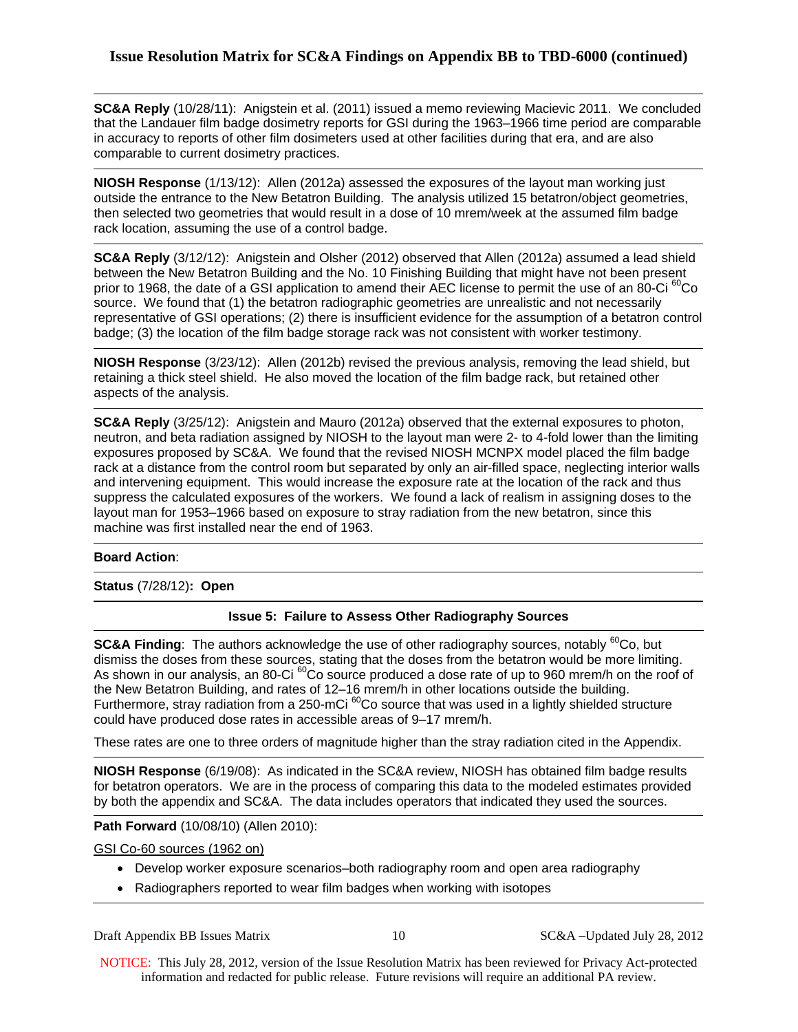**SC&A Reply** (10/28/11): Anigstein et al. (2011) issued a memo reviewing Macievic 2011. We concluded that the Landauer film badge dosimetry reports for GSI during the 1963–1966 time period are comparable in accuracy to reports of other film dosimeters used at other facilities during that era, and are also comparable to current dosimetry practices.

**NIOSH Response** (1/13/12): Allen (2012a) assessed the exposures of the layout man working just outside the entrance to the New Betatron Building. The analysis utilized 15 betatron/object geometries, then selected two geometries that would result in a dose of 10 mrem/week at the assumed film badge rack location, assuming the use of a control badge.

**SC&A Reply** (3/12/12): Anigstein and Olsher (2012) observed that Allen (2012a) assumed a lead shield between the New Betatron Building and the No. 10 Finishing Building that might have not been present prior to 1968, the date of a GSI application to amend their AEC license to permit the use of an 80-Ci $^{60}$Co source. We found that (1) the betatron radiographic geometries are unrealistic and not necessarily representative of GSI operations; (2) there is insufficient evidence for the assumption of a betatron control badge; (3) the location of the film badge storage rack was not consistent with worker testimony.

**NIOSH Response** (3/23/12): Allen (2012b) revised the previous analysis, removing the lead shield, but retaining a thick steel shield. He also moved the location of the film badge rack, but retained other aspects of the analysis.

**SC&A Reply** (3/25/12): Anigstein and Mauro (2012a) observed that the external exposures to photon, neutron, and beta radiation assigned by NIOSH to the layout man were 2- to 4-fold lower than the limiting exposures proposed by SC&A. We found that the revised NIOSH MCNPX model placed the film badge rack at a distance from the control room but separated by only an air-filled space, neglecting interior walls and intervening equipment. This would increase the exposure rate at the location of the rack and thus suppress the calculated exposures of the workers. We found a lack of realism in assigning doses to the layout man for 1953–1966 based on exposure to stray radiation from the new betatron, since this machine was first installed near the end of 1963.

**Board Action**:

**Status** (7/28/12)**: Open**

**Issue 5: Failure to Assess Other Radiography Sources**

**SC&A Finding**: The authors acknowledge the use of other radiography sources, notably $^{60}$Co, but dismiss the doses from these sources, stating that the doses from the betatron would be more limiting. As shown in our analysis, an 80-Ci $^{60}$Co source produced a dose rate of up to 960 mrem/h on the roof of the New Betatron Building, and rates of 12–16 mrem/h in other locations outside the building. Furthermore, stray radiation from a 250-mCi $^{60}$Co source that was used in a lightly shielded structure could have produced dose rates in accessible areas of 9–17 mrem/h.

These rates are one to three orders of magnitude higher than the stray radiation cited in the Appendix.

**NIOSH Response** (6/19/08): As indicated in the SC&A review, NIOSH has obtained film badge results for betatron operators. We are in the process of comparing this data to the modeled estimates provided by both the appendix and SC&A. The data includes operators that indicated they used the sources.

**Path Forward** (10/08/10) (Allen 2010):

GSI Co-60 sources (1962 on)

- Develop worker exposure scenarios–both radiography room and open area radiography
- Radiographers reported to wear film badges when working with isotopes

NOTICE: This July 28, 2012, version of the Issue Resolution Matrix has been reviewed for Privacy Act-protected information and redacted for public release. Future revisions will require an additional PA review.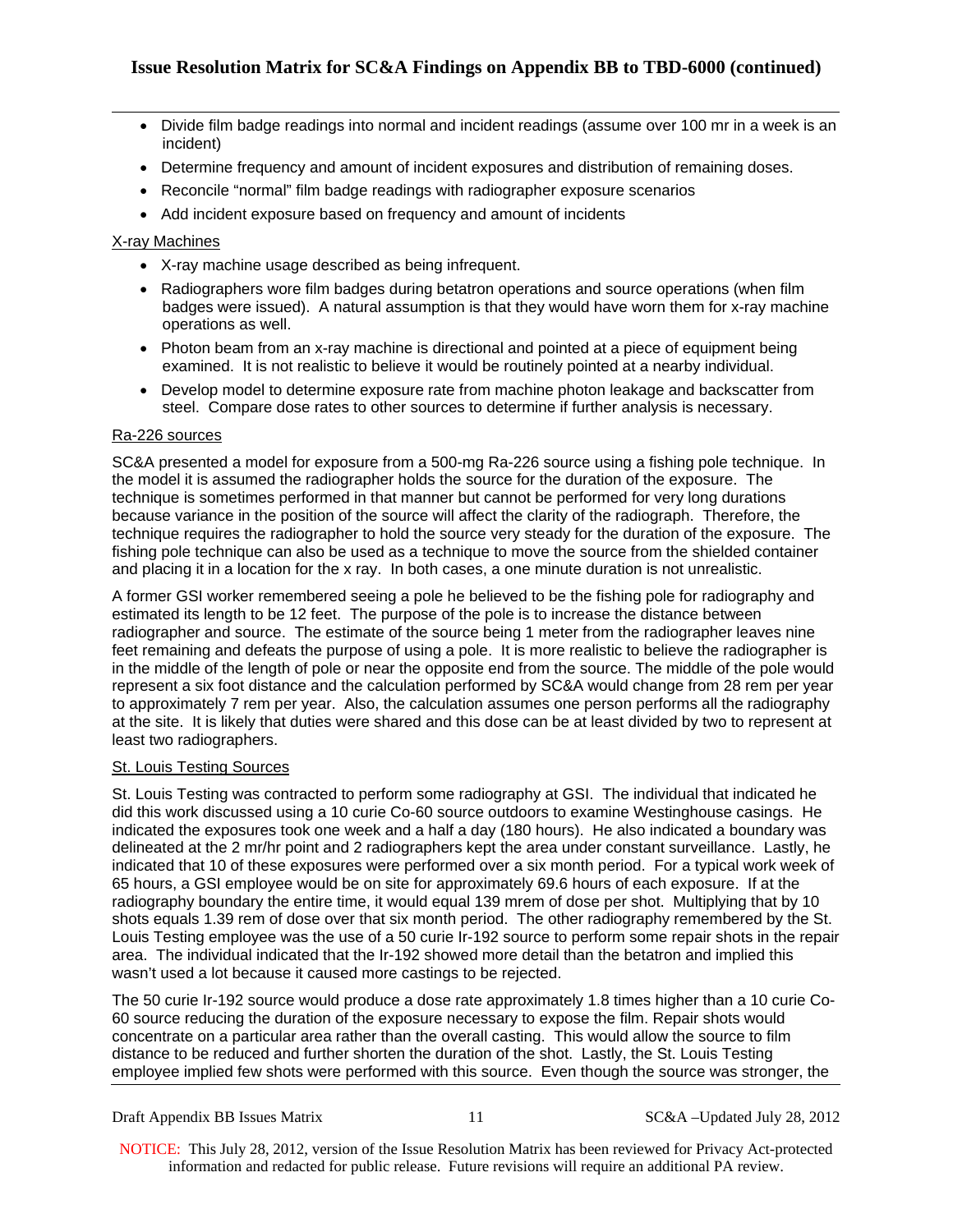- Divide film badge readings into normal and incident readings (assume over 100 mr in a week is an incident)
- Determine frequency and amount of incident exposures and distribution of remaining doses.
- Reconcile "normal" film badge readings with radiographer exposure scenarios
- Add incident exposure based on frequency and amount of incidents

X-ray Machines

- X-ray machine usage described as being infrequent.
- Radiographers wore film badges during betatron operations and source operations (when film badges were issued). A natural assumption is that they would have worn them for x-ray machine operations as well.
- Photon beam from an x-ray machine is directional and pointed at a piece of equipment being examined. It is not realistic to believe it would be routinely pointed at a nearby individual.
- Develop model to determine exposure rate from machine photon leakage and backscatter from steel. Compare dose rates to other sources to determine if further analysis is necessary.

Ra-226 sources

SC&A presented a model for exposure from a 500-mg Ra-226 source using a fishing pole technique. In the model it is assumed the radiographer holds the source for the duration of the exposure. The technique is sometimes performed in that manner but cannot be performed for very long durations because variance in the position of the source will affect the clarity of the radiograph. Therefore, the technique requires the radiographer to hold the source very steady for the duration of the exposure. The fishing pole technique can also be used as a technique to move the source from the shielded container and placing it in a location for the x ray. In both cases, a one minute duration is not unrealistic.

A former GSI worker remembered seeing a pole he believed to be the fishing pole for radiography and estimated its length to be 12 feet. The purpose of the pole is to increase the distance between radiographer and source. The estimate of the source being 1 meter from the radiographer leaves nine feet remaining and defeats the purpose of using a pole. It is more realistic to believe the radiographer is in the middle of the length of pole or near the opposite end from the source. The middle of the pole would represent a six foot distance and the calculation performed by SC&A would change from 28 rem per year to approximately 7 rem per year. Also, the calculation assumes one person performs all the radiography at the site. It is likely that duties were shared and this dose can be at least divided by two to represent at least two radiographers.

St. Louis Testing Sources

St. Louis Testing was contracted to perform some radiography at GSI. The individual that indicated he did this work discussed using a 10 curie Co-60 source outdoors to examine Westinghouse casings. He indicated the exposures took one week and a half a day (180 hours). He also indicated a boundary was delineated at the 2 mr/hr point and 2 radiographers kept the area under constant surveillance. Lastly, he indicated that 10 of these exposures were performed over a six month period. For a typical work week of 65 hours, a GSI employee would be on site for approximately 69.6 hours of each exposure. If at the radiography boundary the entire time, it would equal 139 mrem of dose per shot. Multiplying that by 10 shots equals 1.39 rem of dose over that six month period. The other radiography remembered by the St. Louis Testing employee was the use of a 50 curie Ir-192 source to perform some repair shots in the repair area. The individual indicated that the Ir-192 showed more detail than the betatron and implied this wasn't used a lot because it caused more castings to be rejected.

The 50 curie Ir-192 source would produce a dose rate approximately 1.8 times higher than a 10 curie Co-60 source reducing the duration of the exposure necessary to expose the film. Repair shots would concentrate on a particular area rather than the overall casting. This would allow the source to film distance to be reduced and further shorten the duration of the shot. Lastly, the St. Louis Testing employee implied few shots were performed with this source. Even though the source was stronger, the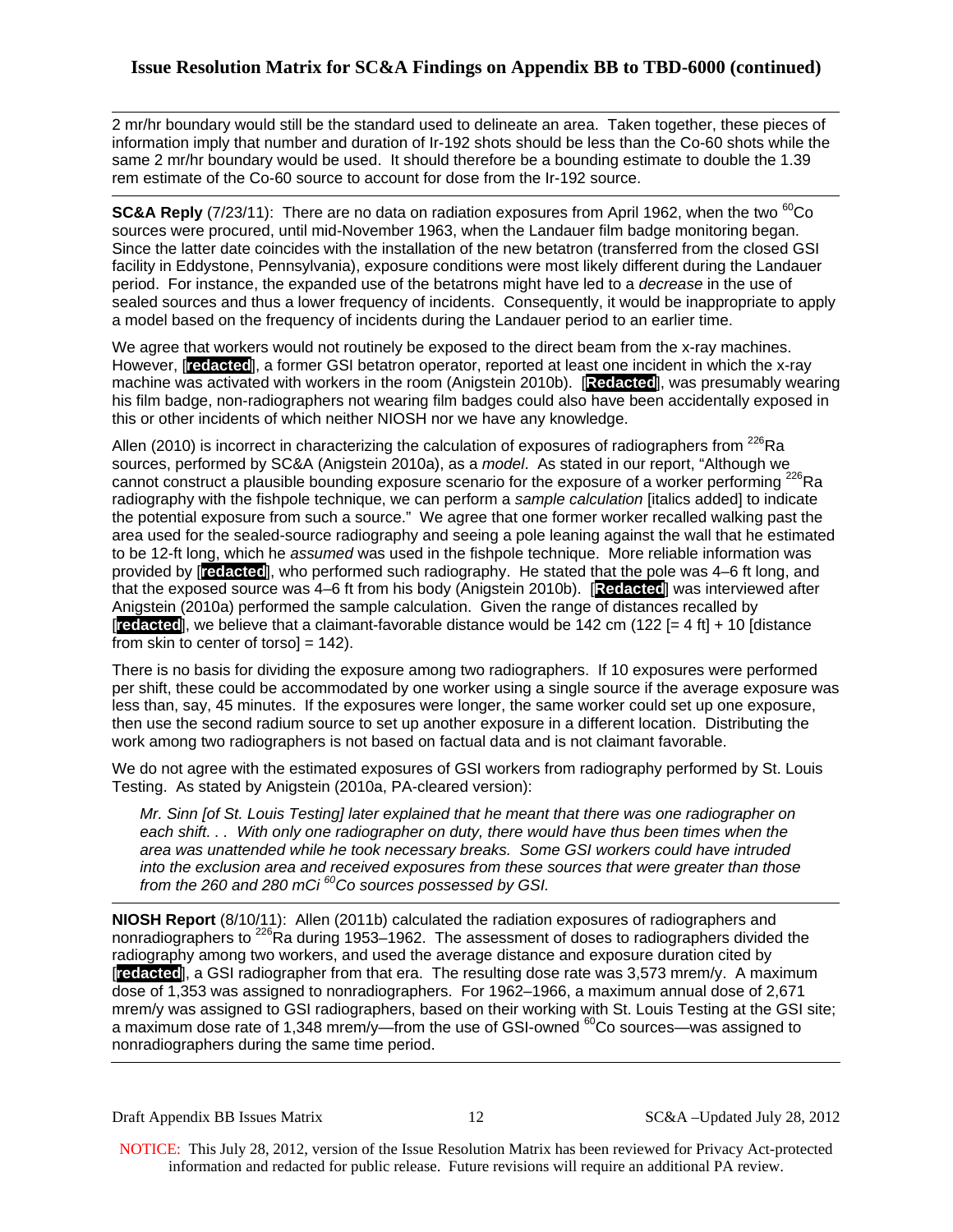2 mr/hr boundary would still be the standard used to delineate an area. Taken together, these pieces of information imply that number and duration of Ir-192 shots should be less than the Co-60 shots while the same 2 mr/hr boundary would be used. It should therefore be a bounding estimate to double the 1.39 rem estimate of the Co-60 source to account for dose from the Ir-192 source.

---

**SC&A Reply** (7/23/11): There are no data on radiation exposures from April 1962, when the two $^{60}$Co sources were procured, until mid-November 1963, when the Landauer film badge monitoring began. Since the latter date coincides with the installation of the new betatron (transferred from the closed GSI facility in Eddystone, Pennsylvania), exposure conditions were most likely different during the Landauer period. For instance, the expanded use of the betatrons might have led to a *decrease* in the use of sealed sources and thus a lower frequency of incidents. Consequently, it would be inappropriate to apply a model based on the frequency of incidents during the Landauer period to an earlier time.

We agree that workers would not routinely be exposed to the direct beam from the x-ray machines. However, [**redacted**], a former GSI betatron operator, reported at least one incident in which the x-ray machine was activated with workers in the room (Anigstein 2010b). [**Redacted**], was presumably wearing his film badge, non-radiographers not wearing film badges could also have been accidentally exposed in this or other incidents of which neither NIOSH nor we have any knowledge.

Allen (2010) is incorrect in characterizing the calculation of exposures of radiographers from $^{226}$Ra sources, performed by SC&A (Anigstein 2010a), as a *model*. As stated in our report, "Although we cannot construct a plausible bounding exposure scenario for the exposure of a worker performing $^{226}$Ra radiography with the fishpole technique, we can perform a *sample calculation* [italics added] to indicate the potential exposure from such a source." We agree that one former worker recalled walking past the area used for the sealed-source radiography and seeing a pole leaning against the wall that he estimated to be 12-ft long, which he *assumed* was used in the fishpole technique. More reliable information was provided by [**redacted**], who performed such radiography. He stated that the pole was 4–6 ft long, and that the exposed source was 4–6 ft from his body (Anigstein 2010b). [**Redacted**] was interviewed after Anigstein (2010a) performed the sample calculation. Given the range of distances recalled by [**redacted**], we believe that a claimant-favorable distance would be 142 cm (122 [= 4 ft] + 10 [distance from skin to center of torso] = 142).

There is no basis for dividing the exposure among two radiographers. If 10 exposures were performed per shift, these could be accommodated by one worker using a single source if the average exposure was less than, say, 45 minutes. If the exposures were longer, the same worker could set up one exposure, then use the second radium source to set up another exposure in a different location. Distributing the work among two radiographers is not based on factual data and is not claimant favorable.

We do not agree with the estimated exposures of GSI workers from radiography performed by St. Louis Testing. As stated by Anigstein (2010a, PA-cleared version):

> *Mr. Sinn [of St. Louis Testing] later explained that he meant that there was one radiographer on each shift. . . With only one radiographer on duty, there would have thus been times when the area was unattended while he took necessary breaks. Some GSI workers could have intruded into the exclusion area and received exposures from these sources that were greater than those from the 260 and 280 mCi $^{60}$Co sources possessed by GSI.*

---

**NIOSH Report** (8/10/11): Allen (2011b) calculated the radiation exposures of radiographers and nonradiographers to $^{226}$Ra during 1953–1962. The assessment of doses to radiographers divided the radiography among two workers, and used the average distance and exposure duration cited by [**redacted**], a GSI radiographer from that era. The resulting dose rate was 3,573 mrem/y. A maximum dose of 1,353 was assigned to nonradiographers. For 1962–1966, a maximum annual dose of 2,671 mrem/y was assigned to GSI radiographers, based on their working with St. Louis Testing at the GSI site; a maximum dose rate of 1,348 mrem/y—from the use of GSI-owned $^{60}$Co sources—was assigned to nonradiographers during the same time period.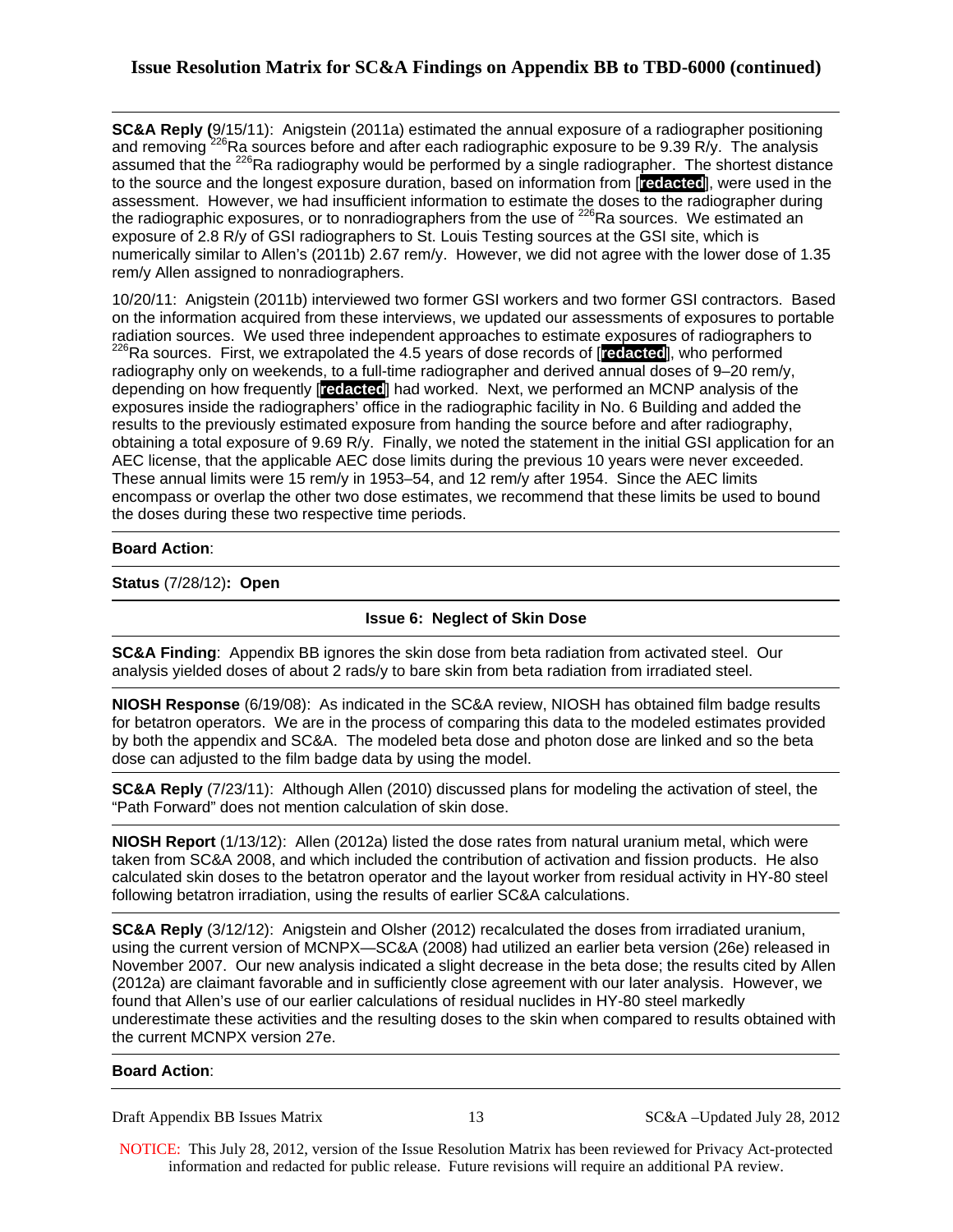**SC&A Reply (**9/15/11): Anigstein (2011a) estimated the annual exposure of a radiographer positioning and removing $^{226}$Ra sources before and after each radiographic exposure to be 9.39 R/y. The analysis assumed that the $^{226}$Ra radiography would be performed by a single radiographer. The shortest distance to the source and the longest exposure duration, based on information from [**redacted**], were used in the assessment. However, we had insufficient information to estimate the doses to the radiographer during the radiographic exposures, or to nonradiographers from the use of $^{226}$Ra sources. We estimated an exposure of 2.8 R/y of GSI radiographers to St. Louis Testing sources at the GSI site, which is numerically similar to Allen's (2011b) 2.67 rem/y. However, we did not agree with the lower dose of 1.35 rem/y Allen assigned to nonradiographers.

10/20/11: Anigstein (2011b) interviewed two former GSI workers and two former GSI contractors. Based on the information acquired from these interviews, we updated our assessments of exposures to portable radiation sources. We used three independent approaches to estimate exposures of radiographers to $^{226}$Ra sources. First, we extrapolated the 4.5 years of dose records of [**redacted**], who performed radiography only on weekends, to a full-time radiographer and derived annual doses of 9–20 rem/y, depending on how frequently [**redacted**] had worked. Next, we performed an MCNP analysis of the exposures inside the radiographers' office in the radiographic facility in No. 6 Building and added the results to the previously estimated exposure from handing the source before and after radiography, obtaining a total exposure of 9.69 R/y. Finally, we noted the statement in the initial GSI application for an AEC license, that the applicable AEC dose limits during the previous 10 years were never exceeded. These annual limits were 15 rem/y in 1953–54, and 12 rem/y after 1954. Since the AEC limits encompass or overlap the other two dose estimates, we recommend that these limits be used to bound the doses during these two respective time periods.

**Board Action**:

**Status** (7/28/12)**: Open**

### Issue 6: Neglect of Skin Dose

**SC&A Finding**: Appendix BB ignores the skin dose from beta radiation from activated steel. Our analysis yielded doses of about 2 rads/y to bare skin from beta radiation from irradiated steel.

**NIOSH Response** (6/19/08): As indicated in the SC&A review, NIOSH has obtained film badge results for betatron operators. We are in the process of comparing this data to the modeled estimates provided by both the appendix and SC&A. The modeled beta dose and photon dose are linked and so the beta dose can adjusted to the film badge data by using the model.

**SC&A Reply** (7/23/11): Although Allen (2010) discussed plans for modeling the activation of steel, the "Path Forward" does not mention calculation of skin dose.

**NIOSH Report** (1/13/12): Allen (2012a) listed the dose rates from natural uranium metal, which were taken from SC&A 2008, and which included the contribution of activation and fission products. He also calculated skin doses to the betatron operator and the layout worker from residual activity in HY-80 steel following betatron irradiation, using the results of earlier SC&A calculations.

**SC&A Reply** (3/12/12): Anigstein and Olsher (2012) recalculated the doses from irradiated uranium, using the current version of MCNPX—SC&A (2008) had utilized an earlier beta version (26e) released in November 2007. Our new analysis indicated a slight decrease in the beta dose; the results cited by Allen (2012a) are claimant favorable and in sufficiently close agreement with our later analysis. However, we found that Allen's use of our earlier calculations of residual nuclides in HY-80 steel markedly underestimate these activities and the resulting doses to the skin when compared to results obtained with the current MCNPX version 27e.

**Board Action**:

NOTICE: This July 28, 2012, version of the Issue Resolution Matrix has been reviewed for Privacy Act-protected information and redacted for public release. Future revisions will require an additional PA review.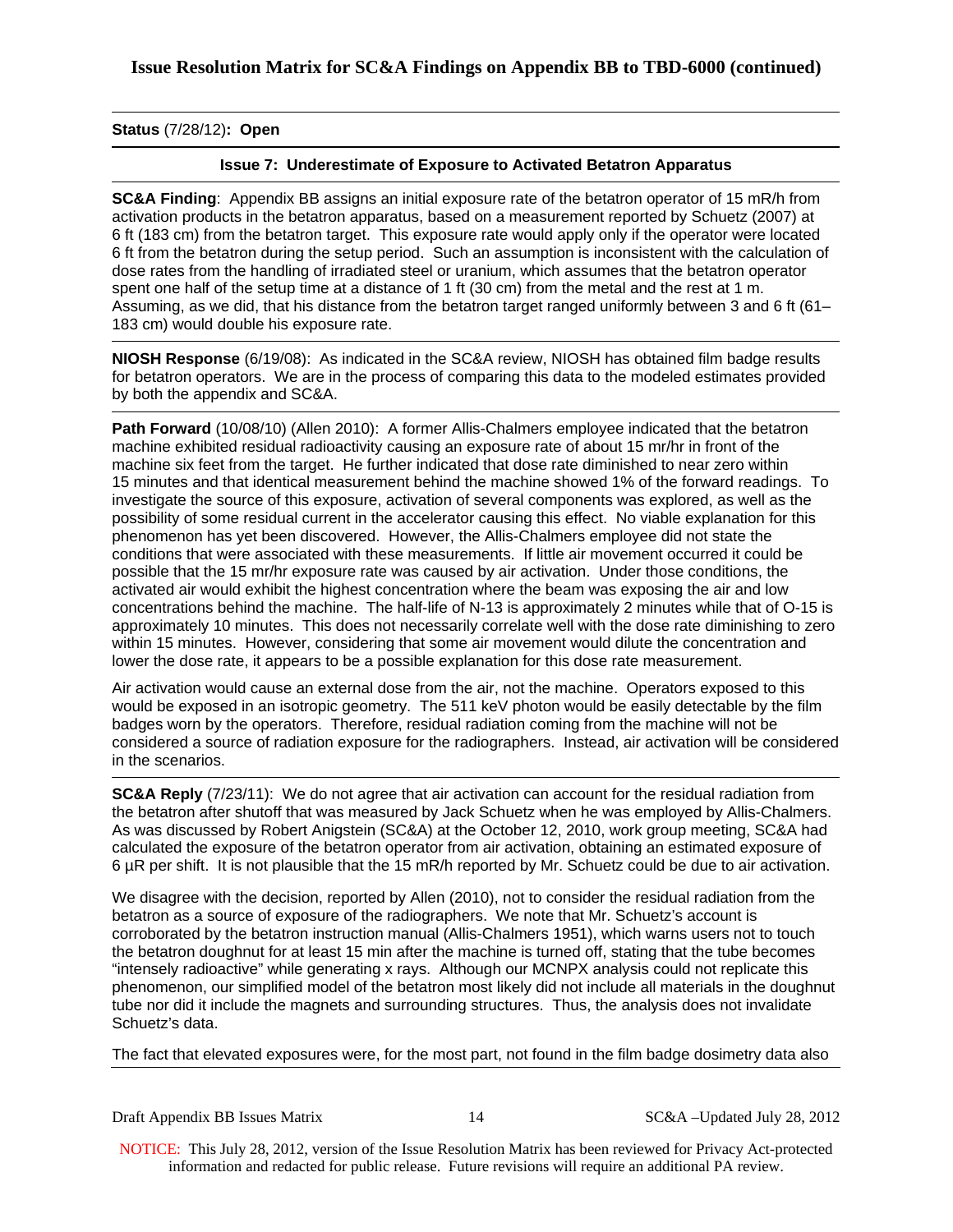## Issue Resolution Matrix for SC&A Findings on Appendix BB to TBD-6000 (continued)

**Status** (7/28/12)**: Open**

### Issue 7: Underestimate of Exposure to Activated Betatron Apparatus

**SC&A Finding**: Appendix BB assigns an initial exposure rate of the betatron operator of 15 mR/h from activation products in the betatron apparatus, based on a measurement reported by Schuetz (2007) at 6 ft (183 cm) from the betatron target. This exposure rate would apply only if the operator were located 6 ft from the betatron during the setup period. Such an assumption is inconsistent with the calculation of dose rates from the handling of irradiated steel or uranium, which assumes that the betatron operator spent one half of the setup time at a distance of 1 ft (30 cm) from the metal and the rest at 1 m. Assuming, as we did, that his distance from the betatron target ranged uniformly between 3 and 6 ft (61–183 cm) would double his exposure rate.

**NIOSH Response** (6/19/08): As indicated in the SC&A review, NIOSH has obtained film badge results for betatron operators. We are in the process of comparing this data to the modeled estimates provided by both the appendix and SC&A.

**Path Forward** (10/08/10) (Allen 2010): A former Allis-Chalmers employee indicated that the betatron machine exhibited residual radioactivity causing an exposure rate of about 15 mr/hr in front of the machine six feet from the target. He further indicated that dose rate diminished to near zero within 15 minutes and that identical measurement behind the machine showed 1% of the forward readings. To investigate the source of this exposure, activation of several components was explored, as well as the possibility of some residual current in the accelerator causing this effect. No viable explanation for this phenomenon has yet been discovered. However, the Allis-Chalmers employee did not state the conditions that were associated with these measurements. If little air movement occurred it could be possible that the 15 mr/hr exposure rate was caused by air activation. Under those conditions, the activated air would exhibit the highest concentration where the beam was exposing the air and low concentrations behind the machine. The half-life of N-13 is approximately 2 minutes while that of O-15 is approximately 10 minutes. This does not necessarily correlate well with the dose rate diminishing to zero within 15 minutes. However, considering that some air movement would dilute the concentration and lower the dose rate, it appears to be a possible explanation for this dose rate measurement.

Air activation would cause an external dose from the air, not the machine. Operators exposed to this would be exposed in an isotropic geometry. The 511 keV photon would be easily detectable by the film badges worn by the operators. Therefore, residual radiation coming from the machine will not be considered a source of radiation exposure for the radiographers. Instead, air activation will be considered in the scenarios.

**SC&A Reply** (7/23/11): We do not agree that air activation can account for the residual radiation from the betatron after shutoff that was measured by Jack Schuetz when he was employed by Allis-Chalmers. As was discussed by Robert Anigstein (SC&A) at the October 12, 2010, work group meeting, SC&A had calculated the exposure of the betatron operator from air activation, obtaining an estimated exposure of 6 μR per shift. It is not plausible that the 15 mR/h reported by Mr. Schuetz could be due to air activation.

We disagree with the decision, reported by Allen (2010), not to consider the residual radiation from the betatron as a source of exposure of the radiographers. We note that Mr. Schuetz's account is corroborated by the betatron instruction manual (Allis-Chalmers 1951), which warns users not to touch the betatron doughnut for at least 15 min after the machine is turned off, stating that the tube becomes "intensely radioactive" while generating x rays. Although our MCNPX analysis could not replicate this phenomenon, our simplified model of the betatron most likely did not include all materials in the doughnut tube nor did it include the magnets and surrounding structures. Thus, the analysis does not invalidate Schuetz's data.

The fact that elevated exposures were, for the most part, not found in the film badge dosimetry data also

NOTICE: This July 28, 2012, version of the Issue Resolution Matrix has been reviewed for Privacy Act-protected information and redacted for public release. Future revisions will require an additional PA review.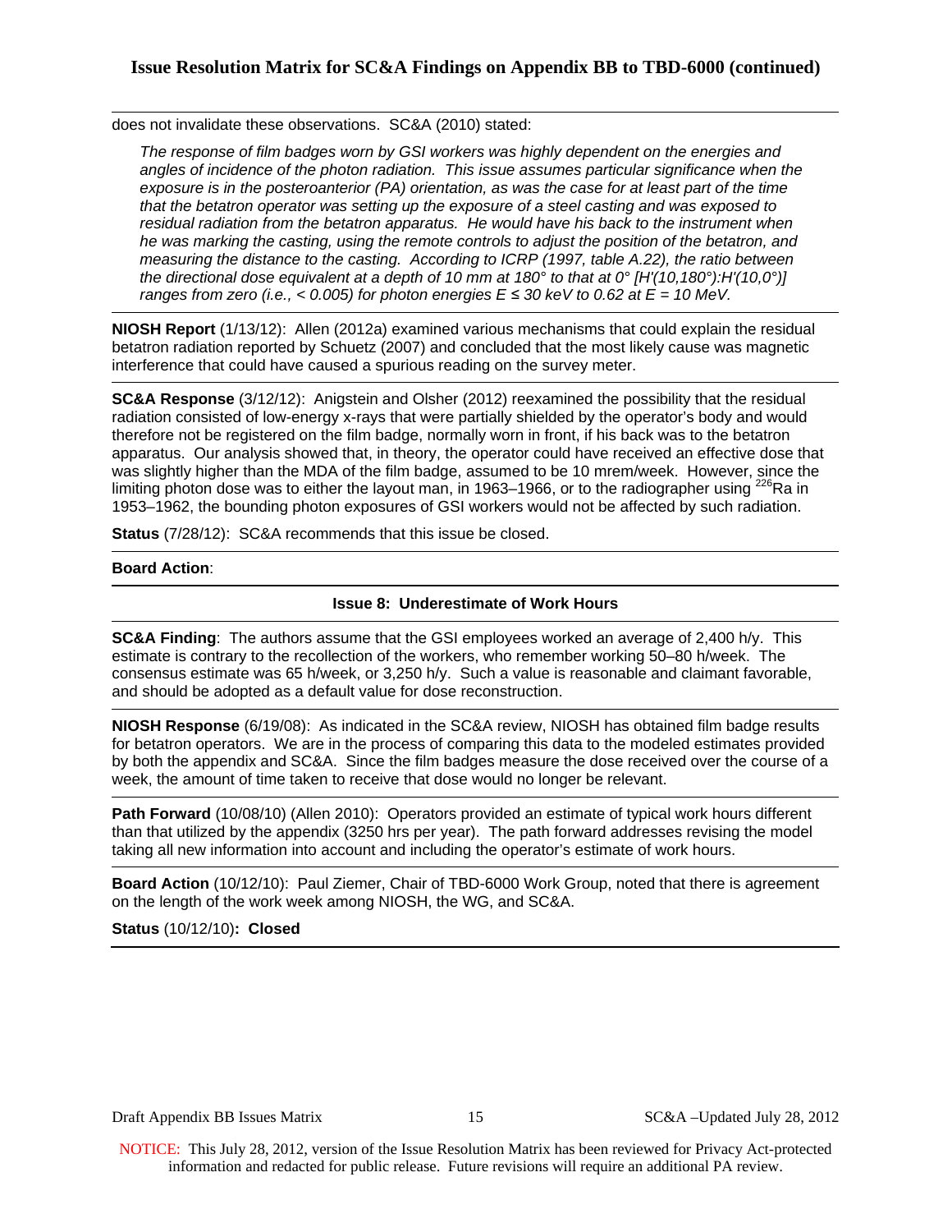does not invalidate these observations. SC&A (2010) stated:

> *The response of film badges worn by GSI workers was highly dependent on the energies and angles of incidence of the photon radiation. This issue assumes particular significance when the exposure is in the posteroanterior (PA) orientation, as was the case for at least part of the time that the betatron operator was setting up the exposure of a steel casting and was exposed to residual radiation from the betatron apparatus. He would have his back to the instrument when he was marking the casting, using the remote controls to adjust the position of the betatron, and measuring the distance to the casting. According to ICRP (1997, table A.22), the ratio between the directional dose equivalent at a depth of 10 mm at 180° to that at 0° [H′(10,180°):H′(10,0°)] ranges from zero (i.e., < 0.005) for photon energies E ≤ 30 keV to 0.62 at E = 10 MeV.*

---

**NIOSH Report** (1/13/12): Allen (2012a) examined various mechanisms that could explain the residual betatron radiation reported by Schuetz (2007) and concluded that the most likely cause was magnetic interference that could have caused a spurious reading on the survey meter.

---

**SC&A Response** (3/12/12): Anigstein and Olsher (2012) reexamined the possibility that the residual radiation consisted of low-energy x-rays that were partially shielded by the operator's body and would therefore not be registered on the film badge, normally worn in front, if his back was to the betatron apparatus. Our analysis showed that, in theory, the operator could have received an effective dose that was slightly higher than the MDA of the film badge, assumed to be 10 mrem/week. However, since the limiting photon dose was to either the layout man, in 1963–1966, or to the radiographer using $^{226}$Ra in 1953–1962, the bounding photon exposures of GSI workers would not be affected by such radiation.

**Status** (7/28/12): SC&A recommends that this issue be closed.

---

**Board Action**:

---

**Issue 8: Underestimate of Work Hours**

---

**SC&A Finding**: The authors assume that the GSI employees worked an average of 2,400 h/y. This estimate is contrary to the recollection of the workers, who remember working 50–80 h/week. The consensus estimate was 65 h/week, or 3,250 h/y. Such a value is reasonable and claimant favorable, and should be adopted as a default value for dose reconstruction.

---

**NIOSH Response** (6/19/08): As indicated in the SC&A review, NIOSH has obtained film badge results for betatron operators. We are in the process of comparing this data to the modeled estimates provided by both the appendix and SC&A. Since the film badges measure the dose received over the course of a week, the amount of time taken to receive that dose would no longer be relevant.

---

**Path Forward** (10/08/10) (Allen 2010): Operators provided an estimate of typical work hours different than that utilized by the appendix (3250 hrs per year). The path forward addresses revising the model taking all new information into account and including the operator's estimate of work hours.

---

**Board Action** (10/12/10): Paul Ziemer, Chair of TBD-6000 Work Group, noted that there is agreement on the length of the work week among NIOSH, the WG, and SC&A.

**Status** (10/12/10)**: Closed**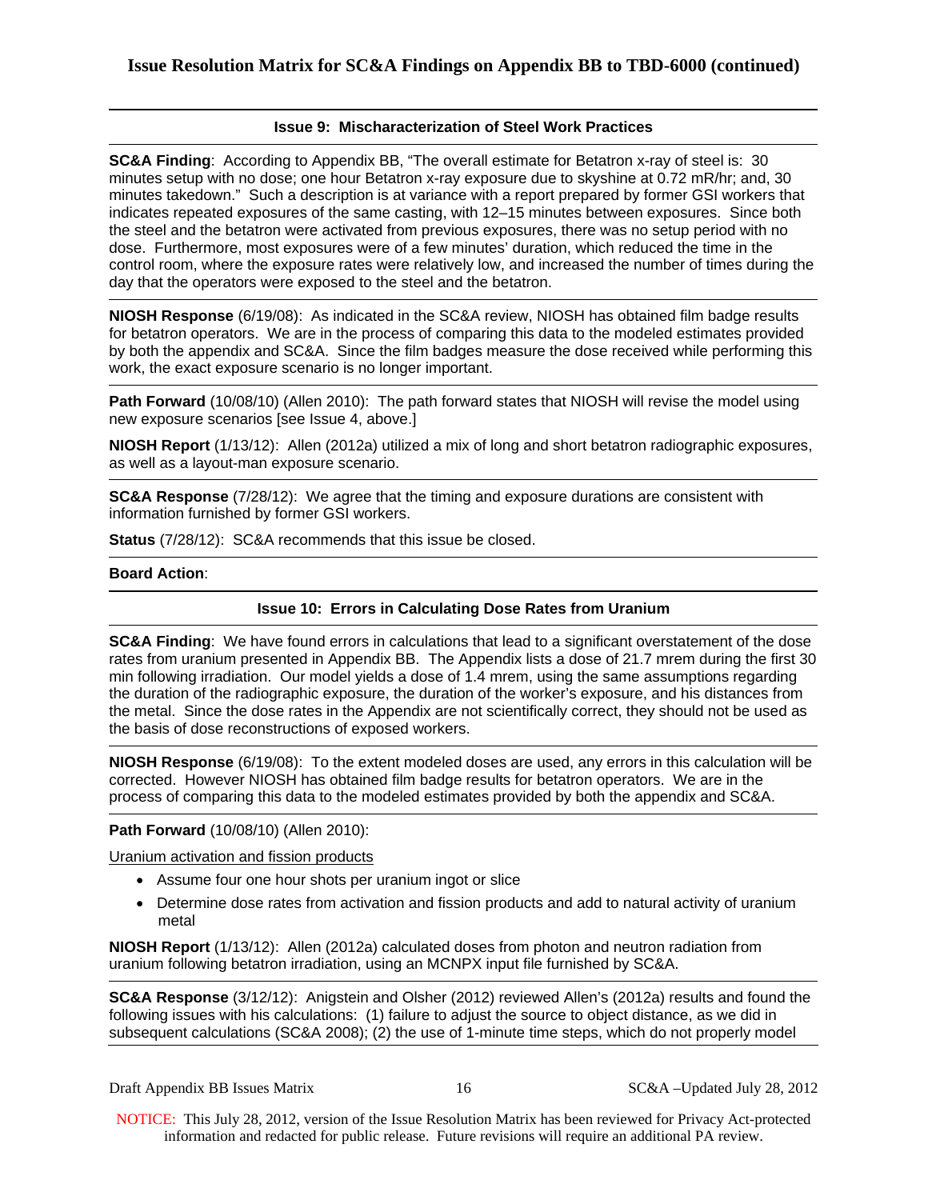## Issue Resolution Matrix for SC&A Findings on Appendix BB to TBD-6000 (continued)

---

### Issue 9: Mischaracterization of Steel Work Practices

**SC&A Finding**: According to Appendix BB, "The overall estimate for Betatron x-ray of steel is: 30 minutes setup with no dose; one hour Betatron x-ray exposure due to skyshine at 0.72 mR/hr; and, 30 minutes takedown." Such a description is at variance with a report prepared by former GSI workers that indicates repeated exposures of the same casting, with 12–15 minutes between exposures. Since both the steel and the betatron were activated from previous exposures, there was no setup period with no dose. Furthermore, most exposures were of a few minutes' duration, which reduced the time in the control room, where the exposure rates were relatively low, and increased the number of times during the day that the operators were exposed to the steel and the betatron.

**NIOSH Response** (6/19/08): As indicated in the SC&A review, NIOSH has obtained film badge results for betatron operators. We are in the process of comparing this data to the modeled estimates provided by both the appendix and SC&A. Since the film badges measure the dose received while performing this work, the exact exposure scenario is no longer important.

**Path Forward** (10/08/10) (Allen 2010): The path forward states that NIOSH will revise the model using new exposure scenarios [see Issue 4, above.]

**NIOSH Report** (1/13/12): Allen (2012a) utilized a mix of long and short betatron radiographic exposures, as well as a layout-man exposure scenario.

**SC&A Response** (7/28/12): We agree that the timing and exposure durations are consistent with information furnished by former GSI workers.

**Status** (7/28/12): SC&A recommends that this issue be closed.

**Board Action**:

---

### Issue 10: Errors in Calculating Dose Rates from Uranium

**SC&A Finding**: We have found errors in calculations that lead to a significant overstatement of the dose rates from uranium presented in Appendix BB. The Appendix lists a dose of 21.7 mrem during the first 30 min following irradiation. Our model yields a dose of 1.4 mrem, using the same assumptions regarding the duration of the radiographic exposure, the duration of the worker's exposure, and his distances from the metal. Since the dose rates in the Appendix are not scientifically correct, they should not be used as the basis of dose reconstructions of exposed workers.

**NIOSH Response** (6/19/08): To the extent modeled doses are used, any errors in this calculation will be corrected. However NIOSH has obtained film badge results for betatron operators. We are in the process of comparing this data to the modeled estimates provided by both the appendix and SC&A.

**Path Forward** (10/08/10) (Allen 2010):

<u>Uranium activation and fission products</u>

- Assume four one hour shots per uranium ingot or slice
- Determine dose rates from activation and fission products and add to natural activity of uranium metal

**NIOSH Report** (1/13/12): Allen (2012a) calculated doses from photon and neutron radiation from uranium following betatron irradiation, using an MCNPX input file furnished by SC&A.

**SC&A Response** (3/12/12): Anigstein and Olsher (2012) reviewed Allen's (2012a) results and found the following issues with his calculations: (1) failure to adjust the source to object distance, as we did in subsequent calculations (SC&A 2008); (2) the use of 1-minute time steps, which do not properly model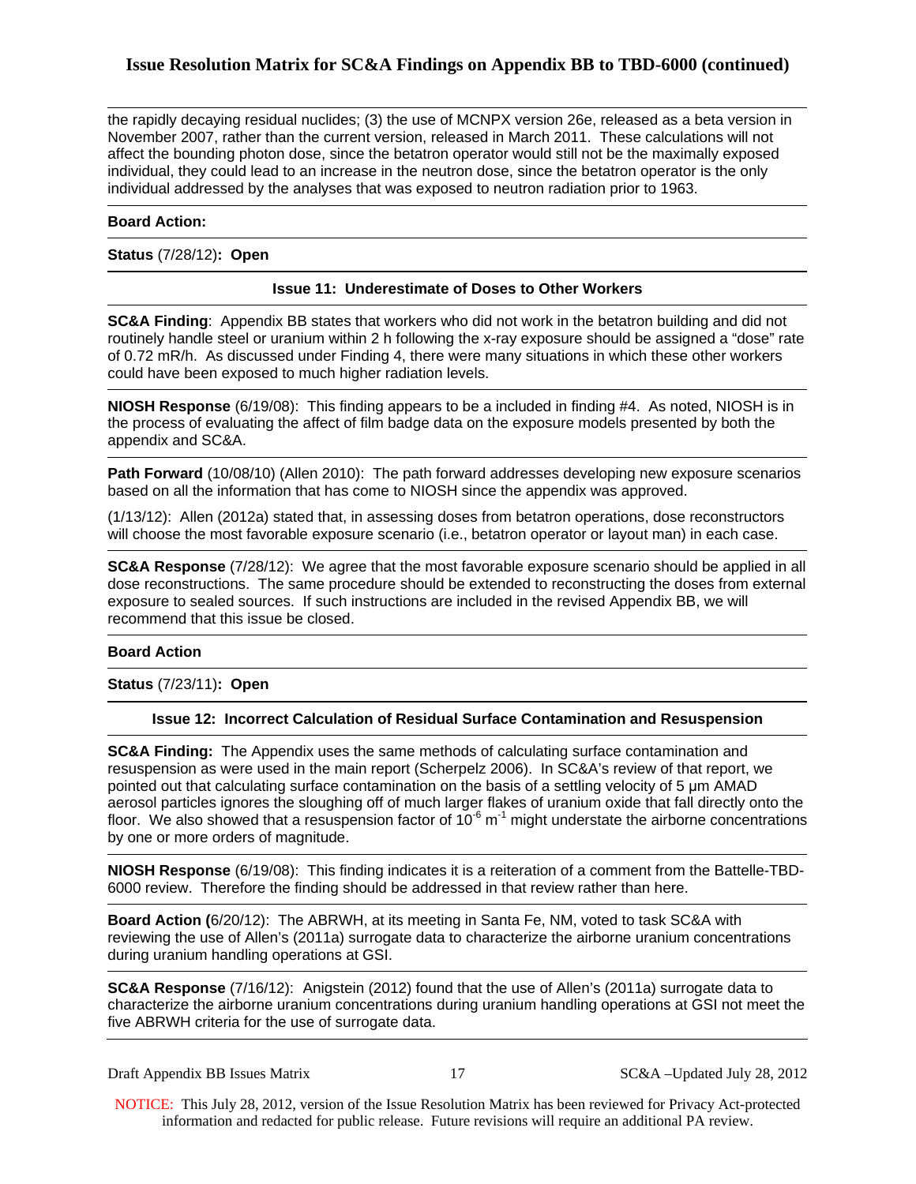the rapidly decaying residual nuclides; (3) the use of MCNPX version 26e, released as a beta version in November 2007, rather than the current version, released in March 2011. These calculations will not affect the bounding photon dose, since the betatron operator would still not be the maximally exposed individual, they could lead to an increase in the neutron dose, since the betatron operator is the only individual addressed by the analyses that was exposed to neutron radiation prior to 1963.

**Board Action:**

**Status** (7/28/12)**: Open**

### Issue 11: Underestimate of Doses to Other Workers

**SC&A Finding**: Appendix BB states that workers who did not work in the betatron building and did not routinely handle steel or uranium within 2 h following the x-ray exposure should be assigned a "dose" rate of 0.72 mR/h. As discussed under Finding 4, there were many situations in which these other workers could have been exposed to much higher radiation levels.

**NIOSH Response** (6/19/08): This finding appears to be a included in finding #4. As noted, NIOSH is in the process of evaluating the affect of film badge data on the exposure models presented by both the appendix and SC&A.

**Path Forward** (10/08/10) (Allen 2010): The path forward addresses developing new exposure scenarios based on all the information that has come to NIOSH since the appendix was approved.

(1/13/12): Allen (2012a) stated that, in assessing doses from betatron operations, dose reconstructors will choose the most favorable exposure scenario (i.e., betatron operator or layout man) in each case.

**SC&A Response** (7/28/12): We agree that the most favorable exposure scenario should be applied in all dose reconstructions. The same procedure should be extended to reconstructing the doses from external exposure to sealed sources. If such instructions are included in the revised Appendix BB, we will recommend that this issue be closed.

**Board Action**

**Status** (7/23/11)**: Open**

### Issue 12: Incorrect Calculation of Residual Surface Contamination and Resuspension

**SC&A Finding:** The Appendix uses the same methods of calculating surface contamination and resuspension as were used in the main report (Scherpelz 2006). In SC&A's review of that report, we pointed out that calculating surface contamination on the basis of a settling velocity of 5 μm AMAD aerosol particles ignores the sloughing off of much larger flakes of uranium oxide that fall directly onto the floor. We also showed that a resuspension factor of $10^{-6}$ $m^{-1}$ might understate the airborne concentrations by one or more orders of magnitude.

**NIOSH Response** (6/19/08): This finding indicates it is a reiteration of a comment from the Battelle-TBD-6000 review. Therefore the finding should be addressed in that review rather than here.

**Board Action (**6/20/12): The ABRWH, at its meeting in Santa Fe, NM, voted to task SC&A with reviewing the use of Allen's (2011a) surrogate data to characterize the airborne uranium concentrations during uranium handling operations at GSI.

**SC&A Response** (7/16/12): Anigstein (2012) found that the use of Allen's (2011a) surrogate data to characterize the airborne uranium concentrations during uranium handling operations at GSI not meet the five ABRWH criteria for the use of surrogate data.

NOTICE: This July 28, 2012, version of the Issue Resolution Matrix has been reviewed for Privacy Act-protected information and redacted for public release. Future revisions will require an additional PA review.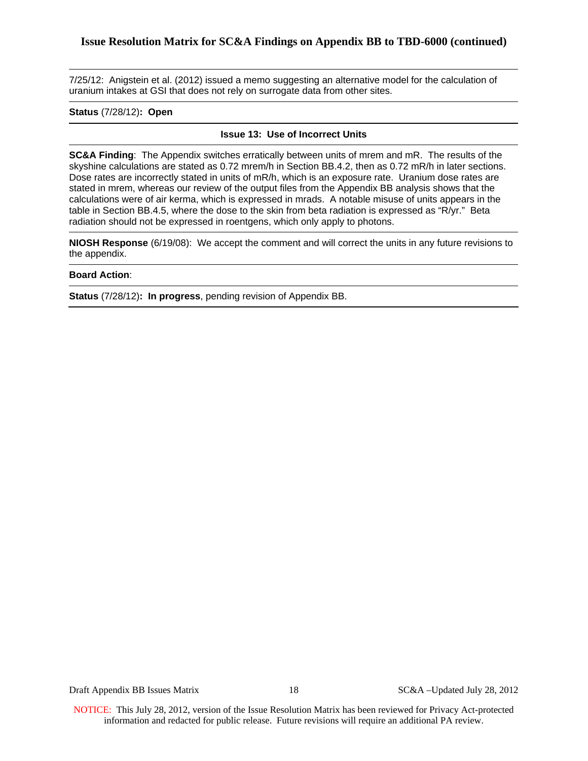7/25/12: Anigstein et al. (2012) issued a memo suggesting an alternative model for the calculation of uranium intakes at GSI that does not rely on surrogate data from other sites.

**Status** (7/28/12)**: Open**

### Issue 13: Use of Incorrect Units

**SC&A Finding**: The Appendix switches erratically between units of mrem and mR. The results of the skyshine calculations are stated as 0.72 mrem/h in Section BB.4.2, then as 0.72 mR/h in later sections. Dose rates are incorrectly stated in units of mR/h, which is an exposure rate. Uranium dose rates are stated in mrem, whereas our review of the output files from the Appendix BB analysis shows that the calculations were of air kerma, which is expressed in mrads. A notable misuse of units appears in the table in Section BB.4.5, where the dose to the skin from beta radiation is expressed as "R/yr." Beta radiation should not be expressed in roentgens, which only apply to photons.

**NIOSH Response** (6/19/08): We accept the comment and will correct the units in any future revisions to the appendix.

**Board Action**:

**Status** (7/28/12)**: In progress**, pending revision of Appendix BB.

NOTICE: This July 28, 2012, version of the Issue Resolution Matrix has been reviewed for Privacy Act-protected information and redacted for public release. Future revisions will require an additional PA review.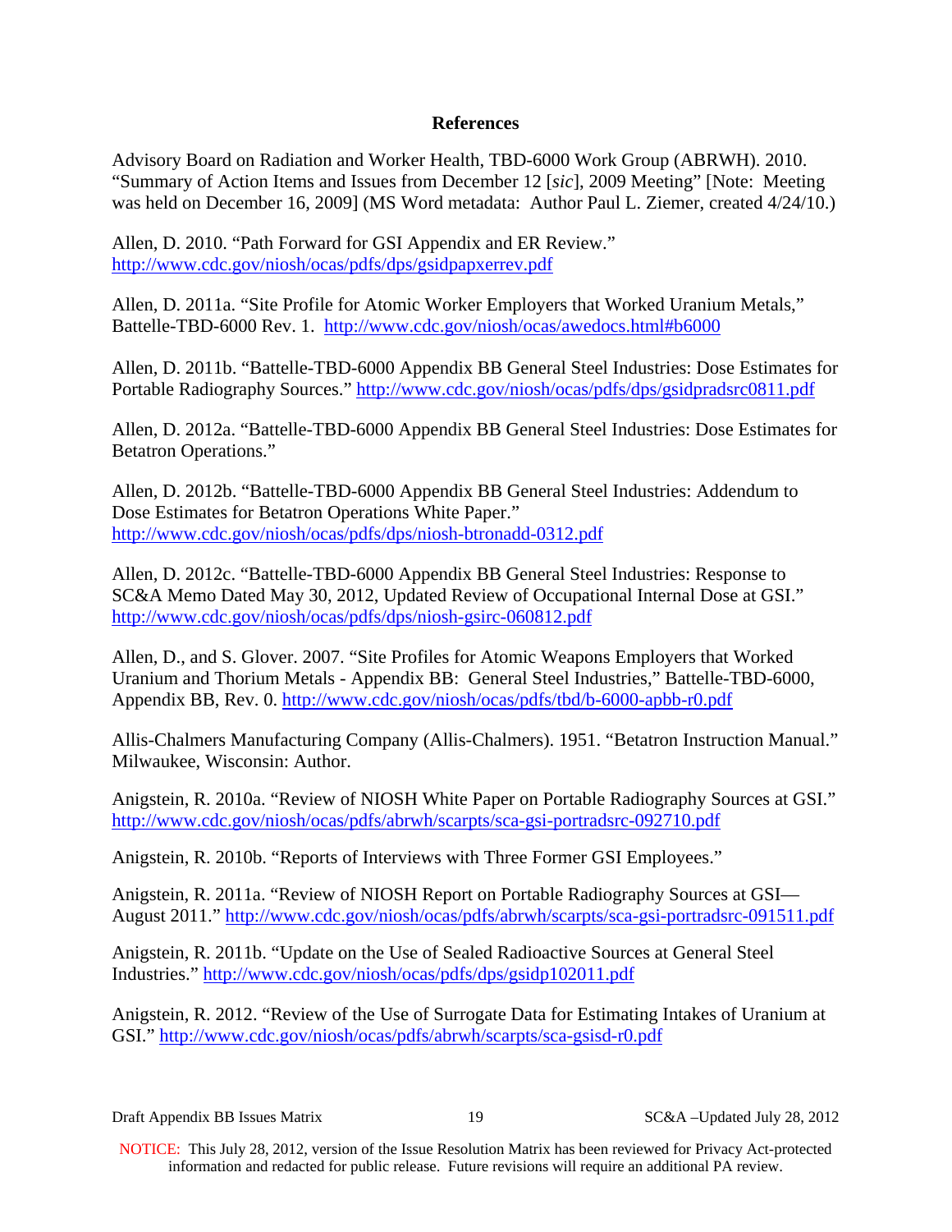## References

Advisory Board on Radiation and Worker Health, TBD-6000 Work Group (ABRWH). 2010. "Summary of Action Items and Issues from December 12 [*sic*], 2009 Meeting" [Note: Meeting was held on December 16, 2009] (MS Word metadata: Author Paul L. Ziemer, created 4/24/10.)

Allen, D. 2010. "Path Forward for GSI Appendix and ER Review." http://www.cdc.gov/niosh/ocas/pdfs/dps/gsidpapxerrev.pdf

Allen, D. 2011a. "Site Profile for Atomic Worker Employers that Worked Uranium Metals," Battelle-TBD-6000 Rev. 1. http://www.cdc.gov/niosh/ocas/awedocs.html#b6000

Allen, D. 2011b. "Battelle-TBD-6000 Appendix BB General Steel Industries: Dose Estimates for Portable Radiography Sources." http://www.cdc.gov/niosh/ocas/pdfs/dps/gsidpradsrc0811.pdf

Allen, D. 2012a. "Battelle-TBD-6000 Appendix BB General Steel Industries: Dose Estimates for Betatron Operations."

Allen, D. 2012b. "Battelle-TBD-6000 Appendix BB General Steel Industries: Addendum to Dose Estimates for Betatron Operations White Paper." http://www.cdc.gov/niosh/ocas/pdfs/dps/niosh-btronadd-0312.pdf

Allen, D. 2012c. "Battelle-TBD-6000 Appendix BB General Steel Industries: Response to SC&A Memo Dated May 30, 2012, Updated Review of Occupational Internal Dose at GSI." http://www.cdc.gov/niosh/ocas/pdfs/dps/niosh-gsirc-060812.pdf

Allen, D., and S. Glover. 2007. "Site Profiles for Atomic Weapons Employers that Worked Uranium and Thorium Metals - Appendix BB: General Steel Industries," Battelle-TBD-6000, Appendix BB, Rev. 0. http://www.cdc.gov/niosh/ocas/pdfs/tbd/b-6000-apbb-r0.pdf

Allis-Chalmers Manufacturing Company (Allis-Chalmers). 1951. "Betatron Instruction Manual." Milwaukee, Wisconsin: Author.

Anigstein, R. 2010a. "Review of NIOSH White Paper on Portable Radiography Sources at GSI." http://www.cdc.gov/niosh/ocas/pdfs/abrwh/scarpts/sca-gsi-portradsrc-092710.pdf

Anigstein, R. 2010b. "Reports of Interviews with Three Former GSI Employees."

Anigstein, R. 2011a. "Review of NIOSH Report on Portable Radiography Sources at GSI—August 2011." http://www.cdc.gov/niosh/ocas/pdfs/abrwh/scarpts/sca-gsi-portradsrc-091511.pdf

Anigstein, R. 2011b. "Update on the Use of Sealed Radioactive Sources at General Steel Industries." http://www.cdc.gov/niosh/ocas/pdfs/dps/gsidp102011.pdf

Anigstein, R. 2012. "Review of the Use of Surrogate Data for Estimating Intakes of Uranium at GSI." http://www.cdc.gov/niosh/ocas/pdfs/abrwh/scarpts/sca-gsisd-r0.pdf

NOTICE: This July 28, 2012, version of the Issue Resolution Matrix has been reviewed for Privacy Act-protected information and redacted for public release. Future revisions will require an additional PA review.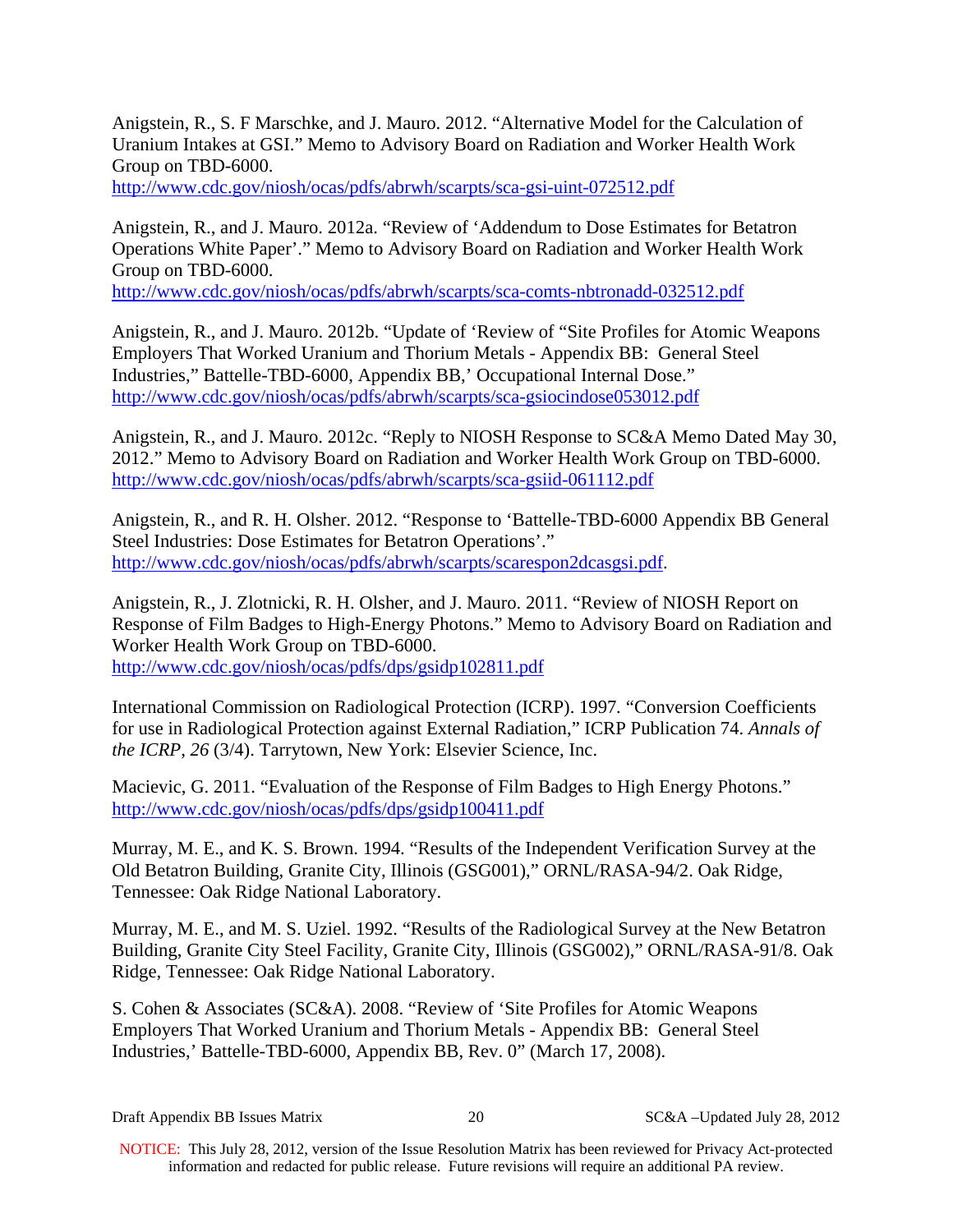Anigstein, R., S. F Marschke, and J. Mauro. 2012. "Alternative Model for the Calculation of Uranium Intakes at GSI." Memo to Advisory Board on Radiation and Worker Health Work Group on TBD-6000.
http://www.cdc.gov/niosh/ocas/pdfs/abrwh/scarpts/sca-gsi-uint-072512.pdf

Anigstein, R., and J. Mauro. 2012a. "Review of 'Addendum to Dose Estimates for Betatron Operations White Paper'." Memo to Advisory Board on Radiation and Worker Health Work Group on TBD-6000.
http://www.cdc.gov/niosh/ocas/pdfs/abrwh/scarpts/sca-comts-nbtronadd-032512.pdf

Anigstein, R., and J. Mauro. 2012b. "Update of 'Review of "Site Profiles for Atomic Weapons Employers That Worked Uranium and Thorium Metals - Appendix BB: General Steel Industries," Battelle-TBD-6000, Appendix BB,' Occupational Internal Dose."
http://www.cdc.gov/niosh/ocas/pdfs/abrwh/scarpts/sca-gsiocindose053012.pdf

Anigstein, R., and J. Mauro. 2012c. "Reply to NIOSH Response to SC&A Memo Dated May 30, 2012." Memo to Advisory Board on Radiation and Worker Health Work Group on TBD-6000.
http://www.cdc.gov/niosh/ocas/pdfs/abrwh/scarpts/sca-gsiid-061112.pdf

Anigstein, R., and R. H. Olsher. 2012. "Response to 'Battelle-TBD-6000 Appendix BB General Steel Industries: Dose Estimates for Betatron Operations'."
http://www.cdc.gov/niosh/ocas/pdfs/abrwh/scarpts/scarespon2dcasgsi.pdf.

Anigstein, R., J. Zlotnicki, R. H. Olsher, and J. Mauro. 2011. "Review of NIOSH Report on Response of Film Badges to High-Energy Photons." Memo to Advisory Board on Radiation and Worker Health Work Group on TBD-6000.
http://www.cdc.gov/niosh/ocas/pdfs/dps/gsidp102811.pdf

International Commission on Radiological Protection (ICRP). 1997. "Conversion Coefficients for use in Radiological Protection against External Radiation," ICRP Publication 74. *Annals of the ICRP*, *26* (3/4). Tarrytown, New York: Elsevier Science, Inc.

Macievic, G. 2011. "Evaluation of the Response of Film Badges to High Energy Photons."
http://www.cdc.gov/niosh/ocas/pdfs/dps/gsidp100411.pdf

Murray, M. E., and K. S. Brown. 1994. "Results of the Independent Verification Survey at the Old Betatron Building, Granite City, Illinois (GSG001)," ORNL/RASA-94/2. Oak Ridge, Tennessee: Oak Ridge National Laboratory.

Murray, M. E., and M. S. Uziel. 1992. "Results of the Radiological Survey at the New Betatron Building, Granite City Steel Facility, Granite City, Illinois (GSG002)," ORNL/RASA-91/8. Oak Ridge, Tennessee: Oak Ridge National Laboratory.

S. Cohen & Associates (SC&A). 2008. "Review of 'Site Profiles for Atomic Weapons Employers That Worked Uranium and Thorium Metals - Appendix BB: General Steel Industries,' Battelle-TBD-6000, Appendix BB, Rev. 0" (March 17, 2008).

NOTICE: This July 28, 2012, version of the Issue Resolution Matrix has been reviewed for Privacy Act-protected information and redacted for public release. Future revisions will require an additional PA review.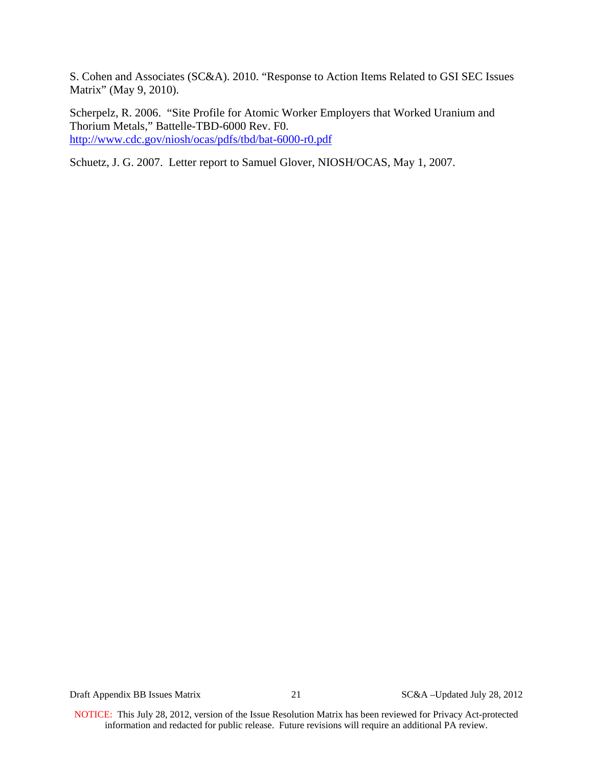S. Cohen and Associates (SC&A). 2010. "Response to Action Items Related to GSI SEC Issues Matrix" (May 9, 2010).

Scherpelz, R. 2006. "Site Profile for Atomic Worker Employers that Worked Uranium and Thorium Metals," Battelle-TBD-6000 Rev. F0. http://www.cdc.gov/niosh/ocas/pdfs/tbd/bat-6000-r0.pdf

Schuetz, J. G. 2007. Letter report to Samuel Glover, NIOSH/OCAS, May 1, 2007.